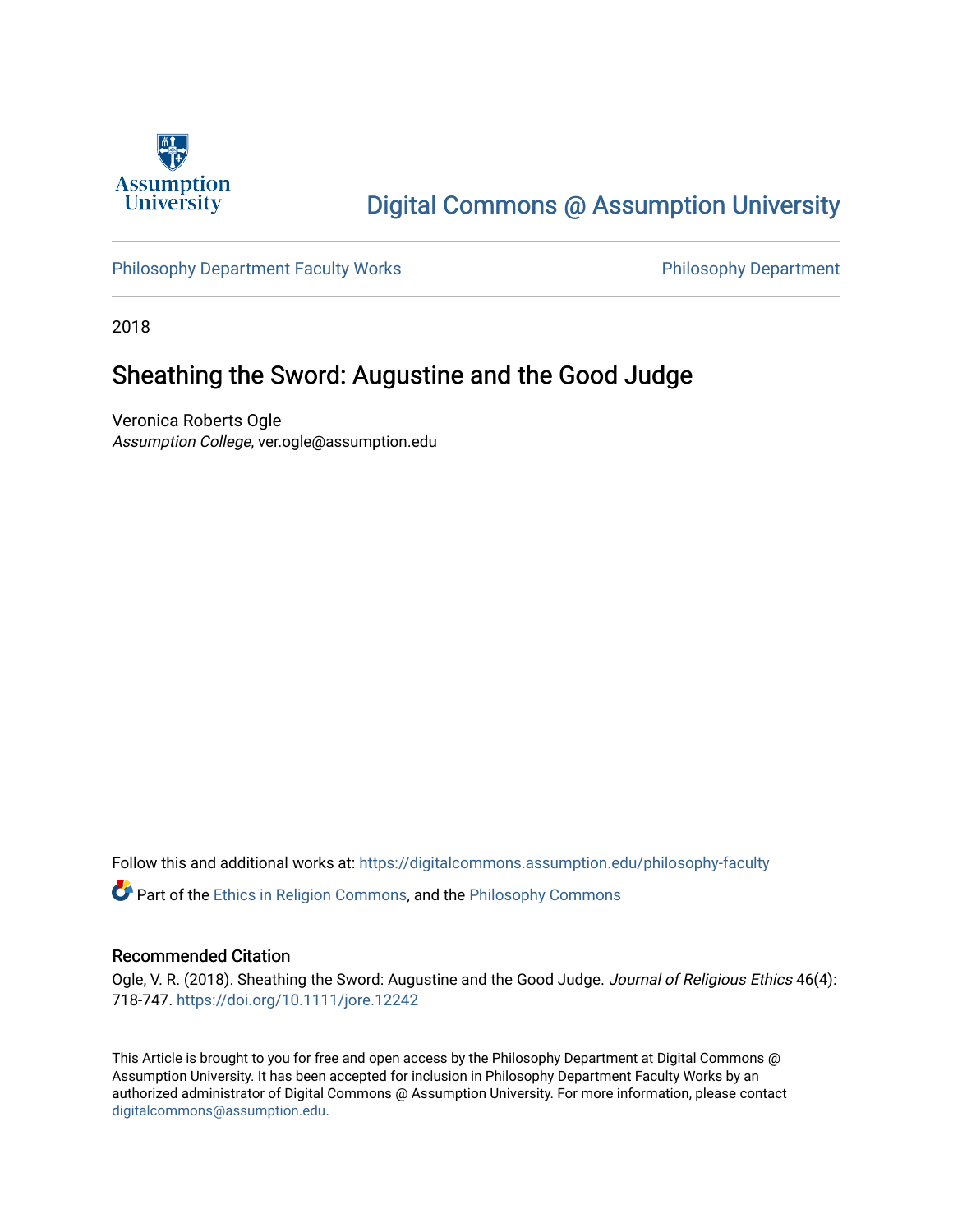Digital Commons @ Assumption University

Philosophy Department Faculty Works | Philosophy Department

2018

# Sheathing the Sword: Augustine and the Good Judge

Veronica Roberts Ogle
*Assumption College*, ver.ogle@assumption.edu

Follow this and additional works at: https://digitalcommons.assumption.edu/philosophy-faculty

Part of the Ethics in Religion Commons, and the Philosophy Commons

## Recommended Citation

Ogle, V. R. (2018). Sheathing the Sword: Augustine and the Good Judge. *Journal of Religious Ethics* 46(4): 718-747. https://doi.org/10.1111/jore.12242

This Article is brought to you for free and open access by the Philosophy Department at Digital Commons @ Assumption University. It has been accepted for inclusion in Philosophy Department Faculty Works by an authorized administrator of Digital Commons @ Assumption University. For more information, please contact digitalcommons@assumption.edu.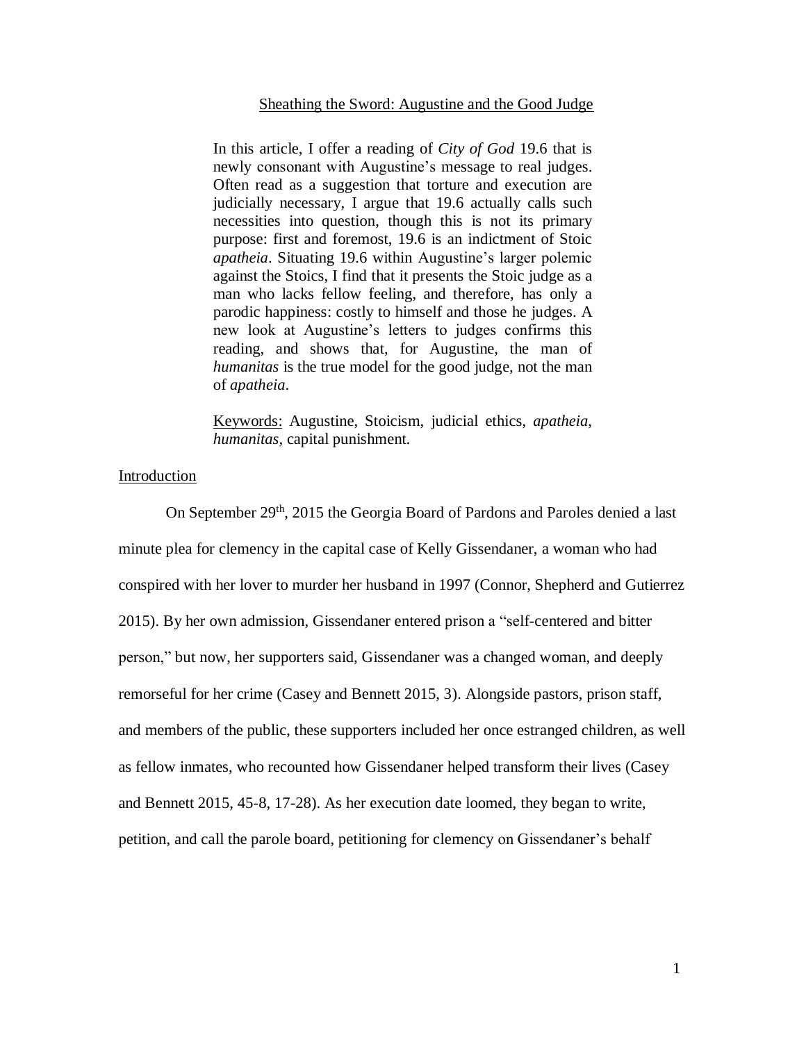## Sheathing the Sword: Augustine and the Good Judge

In this article, I offer a reading of *City of God* 19.6 that is newly consonant with Augustine's message to real judges. Often read as a suggestion that torture and execution are judicially necessary, I argue that 19.6 actually calls such necessities into question, though this is not its primary purpose: first and foremost, 19.6 is an indictment of Stoic *apatheia*. Situating 19.6 within Augustine's larger polemic against the Stoics, I find that it presents the Stoic judge as a man who lacks fellow feeling, and therefore, has only a parodic happiness: costly to himself and those he judges. A new look at Augustine's letters to judges confirms this reading, and shows that, for Augustine, the man of *humanitas* is the true model for the good judge, not the man of *apatheia*.

Keywords: Augustine, Stoicism, judicial ethics, *apatheia*, *humanitas*, capital punishment.

### Introduction

On September 29th, 2015 the Georgia Board of Pardons and Paroles denied a last minute plea for clemency in the capital case of Kelly Gissendaner, a woman who had conspired with her lover to murder her husband in 1997 (Connor, Shepherd and Gutierrez 2015). By her own admission, Gissendaner entered prison a "self-centered and bitter person," but now, her supporters said, Gissendaner was a changed woman, and deeply remorseful for her crime (Casey and Bennett 2015, 3). Alongside pastors, prison staff, and members of the public, these supporters included her once estranged children, as well as fellow inmates, who recounted how Gissendaner helped transform their lives (Casey and Bennett 2015, 45-8, 17-28). As her execution date loomed, they began to write, petition, and call the parole board, petitioning for clemency on Gissendaner's behalf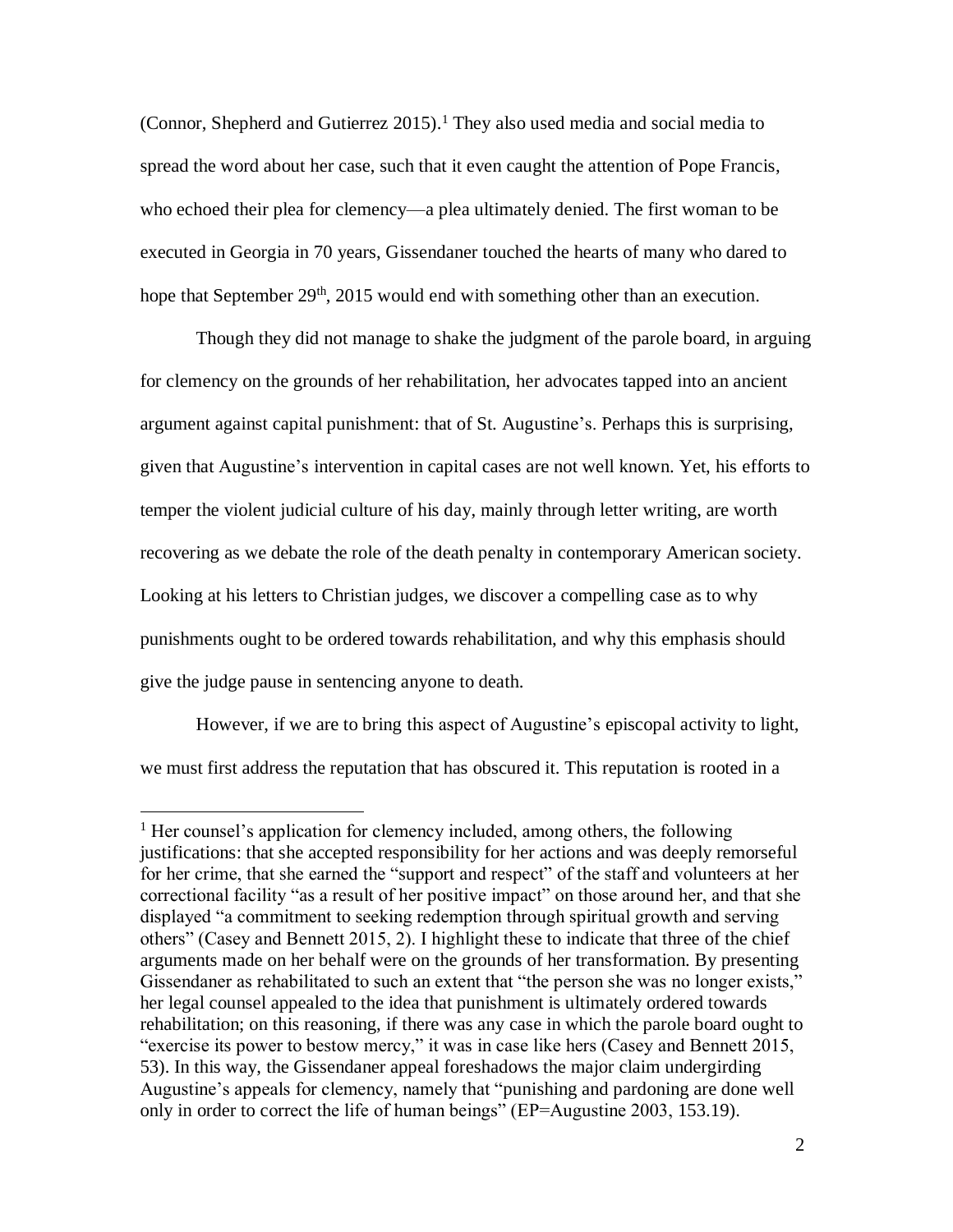(Connor, Shepherd and Gutierrez 2015).[1] They also used media and social media to spread the word about her case, such that it even caught the attention of Pope Francis, who echoed their plea for clemency—a plea ultimately denied. The first woman to be executed in Georgia in 70 years, Gissendaner touched the hearts of many who dared to hope that September 29th, 2015 would end with something other than an execution.

Though they did not manage to shake the judgment of the parole board, in arguing for clemency on the grounds of her rehabilitation, her advocates tapped into an ancient argument against capital punishment: that of St. Augustine's. Perhaps this is surprising, given that Augustine's intervention in capital cases are not well known. Yet, his efforts to temper the violent judicial culture of his day, mainly through letter writing, are worth recovering as we debate the role of the death penalty in contemporary American society. Looking at his letters to Christian judges, we discover a compelling case as to why punishments ought to be ordered towards rehabilitation, and why this emphasis should give the judge pause in sentencing anyone to death.

However, if we are to bring this aspect of Augustine's episcopal activity to light, we must first address the reputation that has obscured it. This reputation is rooted in a

---

[1] Her counsel's application for clemency included, among others, the following justifications: that she accepted responsibility for her actions and was deeply remorseful for her crime, that she earned the "support and respect" of the staff and volunteers at her correctional facility "as a result of her positive impact" on those around her, and that she displayed "a commitment to seeking redemption through spiritual growth and serving others" (Casey and Bennett 2015, 2). I highlight these to indicate that three of the chief arguments made on her behalf were on the grounds of her transformation. By presenting Gissendaner as rehabilitated to such an extent that "the person she was no longer exists," her legal counsel appealed to the idea that punishment is ultimately ordered towards rehabilitation; on this reasoning, if there was any case in which the parole board ought to "exercise its power to bestow mercy," it was in case like hers (Casey and Bennett 2015, 53). In this way, the Gissendaner appeal foreshadows the major claim undergirding Augustine's appeals for clemency, namely that "punishing and pardoning are done well only in order to correct the life of human beings" (EP=Augustine 2003, 153.19).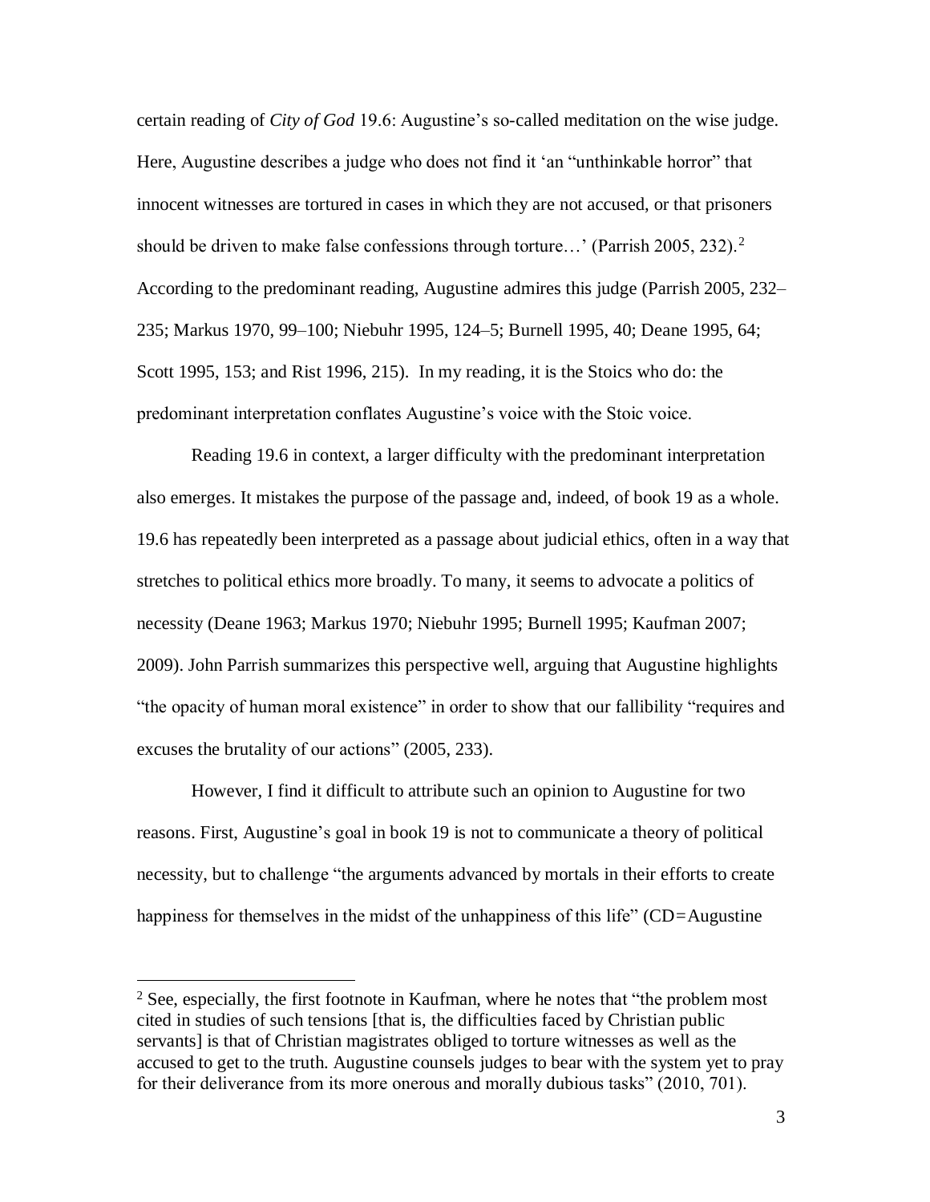certain reading of *City of God* 19.6: Augustine's so-called meditation on the wise judge. Here, Augustine describes a judge who does not find it 'an "unthinkable horror" that innocent witnesses are tortured in cases in which they are not accused, or that prisoners should be driven to make false confessions through torture…' (Parrish 2005, 232).[2] According to the predominant reading, Augustine admires this judge (Parrish 2005, 232–235; Markus 1970, 99–100; Niebuhr 1995, 124–5; Burnell 1995, 40; Deane 1995, 64; Scott 1995, 153; and Rist 1996, 215). In my reading, it is the Stoics who do: the predominant interpretation conflates Augustine's voice with the Stoic voice.

Reading 19.6 in context, a larger difficulty with the predominant interpretation also emerges. It mistakes the purpose of the passage and, indeed, of book 19 as a whole. 19.6 has repeatedly been interpreted as a passage about judicial ethics, often in a way that stretches to political ethics more broadly. To many, it seems to advocate a politics of necessity (Deane 1963; Markus 1970; Niebuhr 1995; Burnell 1995; Kaufman 2007; 2009). John Parrish summarizes this perspective well, arguing that Augustine highlights "the opacity of human moral existence" in order to show that our fallibility "requires and excuses the brutality of our actions" (2005, 233).

However, I find it difficult to attribute such an opinion to Augustine for two reasons. First, Augustine's goal in book 19 is not to communicate a theory of political necessity, but to challenge "the arguments advanced by mortals in their efforts to create happiness for themselves in the midst of the unhappiness of this life" (CD=Augustine

---

[2] See, especially, the first footnote in Kaufman, where he notes that "the problem most cited in studies of such tensions [that is, the difficulties faced by Christian public servants] is that of Christian magistrates obliged to torture witnesses as well as the accused to get to the truth. Augustine counsels judges to bear with the system yet to pray for their deliverance from its more onerous and morally dubious tasks" (2010, 701).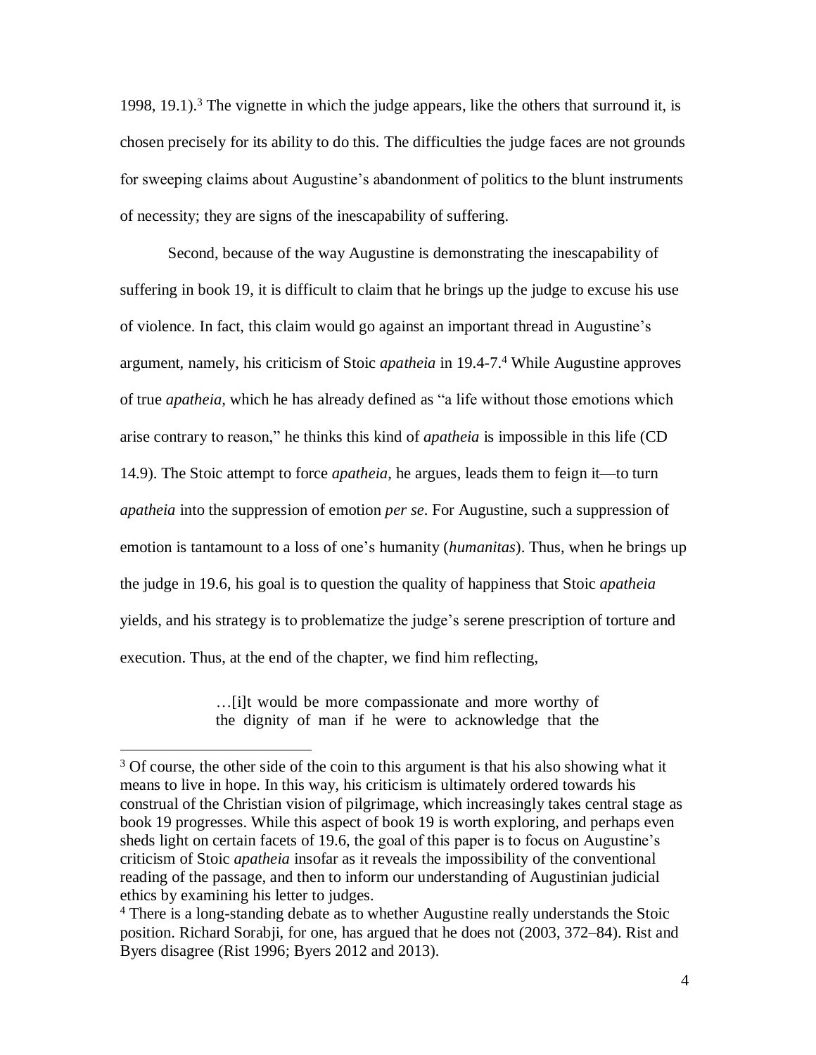1998, 19.1).[3] The vignette in which the judge appears, like the others that surround it, is chosen precisely for its ability to do this. The difficulties the judge faces are not grounds for sweeping claims about Augustine's abandonment of politics to the blunt instruments of necessity; they are signs of the inescapability of suffering.

Second, because of the way Augustine is demonstrating the inescapability of suffering in book 19, it is difficult to claim that he brings up the judge to excuse his use of violence. In fact, this claim would go against an important thread in Augustine's argument, namely, his criticism of Stoic *apatheia* in 19.4-7.[4] While Augustine approves of true *apatheia,* which he has already defined as "a life without those emotions which arise contrary to reason," he thinks this kind of *apatheia* is impossible in this life (CD 14.9). The Stoic attempt to force *apatheia*, he argues, leads them to feign it—to turn *apatheia* into the suppression of emotion *per se*. For Augustine, such a suppression of emotion is tantamount to a loss of one's humanity (*humanitas*). Thus, when he brings up the judge in 19.6, his goal is to question the quality of happiness that Stoic *apatheia* yields, and his strategy is to problematize the judge's serene prescription of torture and execution. Thus, at the end of the chapter, we find him reflecting,

> …[i]t would be more compassionate and more worthy of the dignity of man if he were to acknowledge that the

---

[3] Of course, the other side of the coin to this argument is that his also showing what it means to live in hope. In this way, his criticism is ultimately ordered towards his construal of the Christian vision of pilgrimage, which increasingly takes central stage as book 19 progresses. While this aspect of book 19 is worth exploring, and perhaps even sheds light on certain facets of 19.6, the goal of this paper is to focus on Augustine's criticism of Stoic *apatheia* insofar as it reveals the impossibility of the conventional reading of the passage, and then to inform our understanding of Augustinian judicial ethics by examining his letter to judges.

[4] There is a long-standing debate as to whether Augustine really understands the Stoic position. Richard Sorabji, for one, has argued that he does not (2003, 372–84). Rist and Byers disagree (Rist 1996; Byers 2012 and 2013).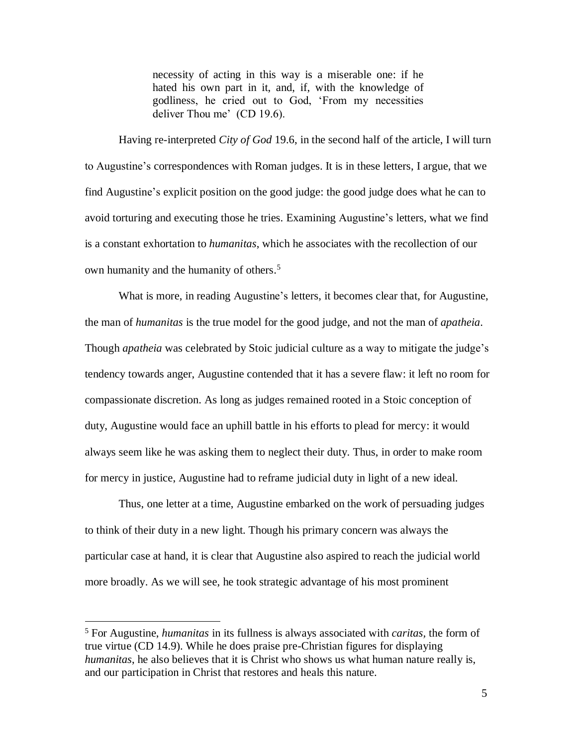> necessity of acting in this way is a miserable one: if he hated his own part in it, and, if, with the knowledge of godliness, he cried out to God, 'From my necessities deliver Thou me' (CD 19.6).

Having re-interpreted *City of God* 19.6, in the second half of the article, I will turn to Augustine's correspondences with Roman judges. It is in these letters, I argue, that we find Augustine's explicit position on the good judge: the good judge does what he can to avoid torturing and executing those he tries. Examining Augustine's letters, what we find is a constant exhortation to *humanitas*, which he associates with the recollection of our own humanity and the humanity of others.[5]

What is more, in reading Augustine's letters, it becomes clear that, for Augustine, the man of *humanitas* is the true model for the good judge, and not the man of *apatheia*. Though *apatheia* was celebrated by Stoic judicial culture as a way to mitigate the judge's tendency towards anger, Augustine contended that it has a severe flaw: it left no room for compassionate discretion. As long as judges remained rooted in a Stoic conception of duty, Augustine would face an uphill battle in his efforts to plead for mercy: it would always seem like he was asking them to neglect their duty. Thus, in order to make room for mercy in justice, Augustine had to reframe judicial duty in light of a new ideal.

Thus, one letter at a time, Augustine embarked on the work of persuading judges to think of their duty in a new light. Though his primary concern was always the particular case at hand, it is clear that Augustine also aspired to reach the judicial world more broadly. As we will see, he took strategic advantage of his most prominent

---

[5] For Augustine, *humanitas* in its fullness is always associated with *caritas*, the form of true virtue (CD 14.9). While he does praise pre-Christian figures for displaying *humanitas*, he also believes that it is Christ who shows us what human nature really is, and our participation in Christ that restores and heals this nature.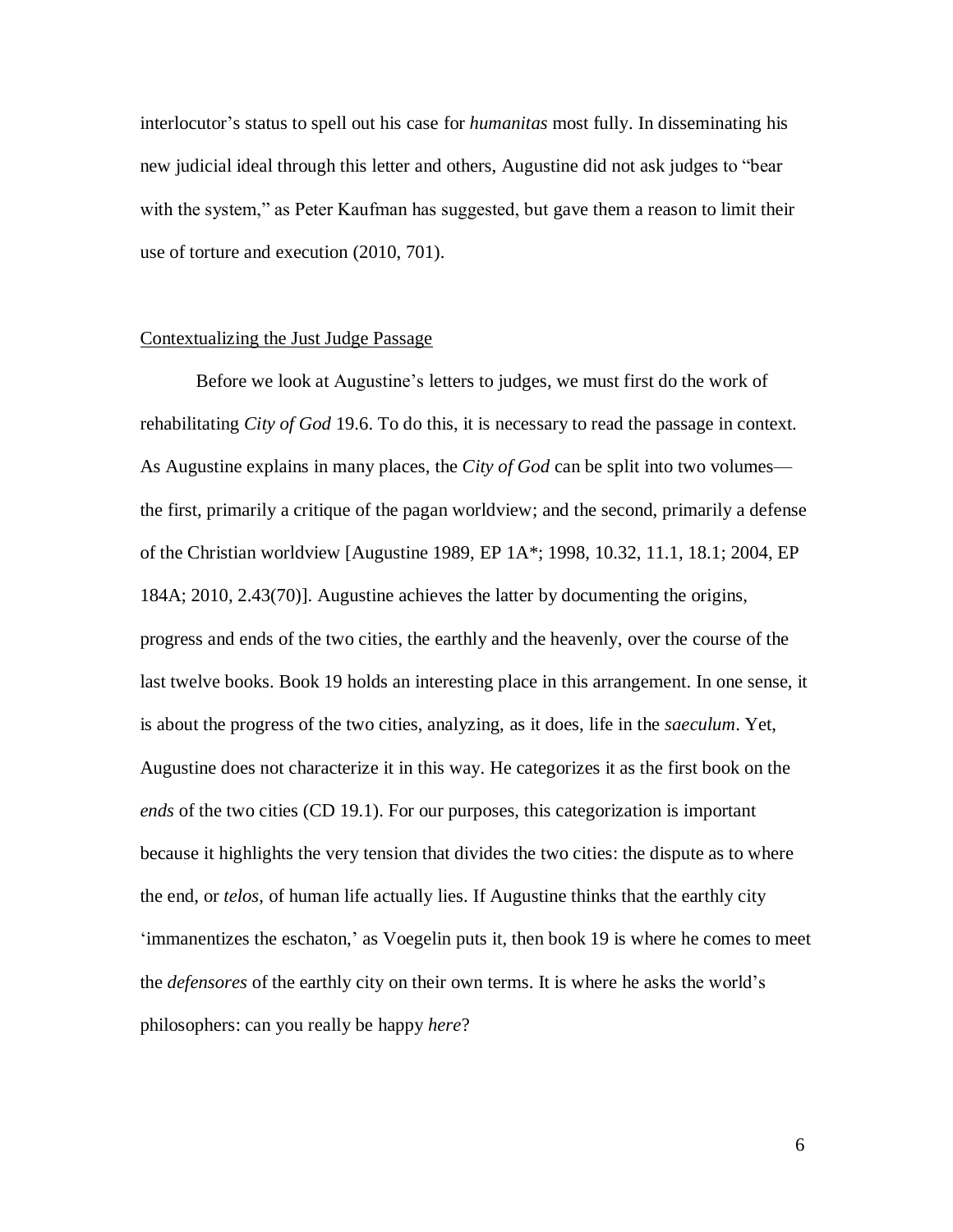interlocutor's status to spell out his case for *humanitas* most fully. In disseminating his new judicial ideal through this letter and others, Augustine did not ask judges to "bear with the system," as Peter Kaufman has suggested, but gave them a reason to limit their use of torture and execution (2010, 701).

## Contextualizing the Just Judge Passage

Before we look at Augustine's letters to judges, we must first do the work of rehabilitating *City of God* 19.6. To do this, it is necessary to read the passage in context. As Augustine explains in many places, the *City of God* can be split into two volumes—the first, primarily a critique of the pagan worldview; and the second, primarily a defense of the Christian worldview [Augustine 1989, EP 1A*; 1998, 10.32, 11.1, 18.1; 2004, EP 184A; 2010, 2.43(70)]. Augustine achieves the latter by documenting the origins, progress and ends of the two cities, the earthly and the heavenly, over the course of the last twelve books. Book 19 holds an interesting place in this arrangement. In one sense, it is about the progress of the two cities, analyzing, as it does, life in the *saeculum*. Yet, Augustine does not characterize it in this way. He categorizes it as the first book on the *ends* of the two cities (CD 19.1). For our purposes, this categorization is important because it highlights the very tension that divides the two cities: the dispute as to where the end, or *telos*, of human life actually lies. If Augustine thinks that the earthly city 'immanentizes the eschaton,' as Voegelin puts it, then book 19 is where he comes to meet the *defensores* of the earthly city on their own terms. It is where he asks the world's philosophers: can you really be happy *here*?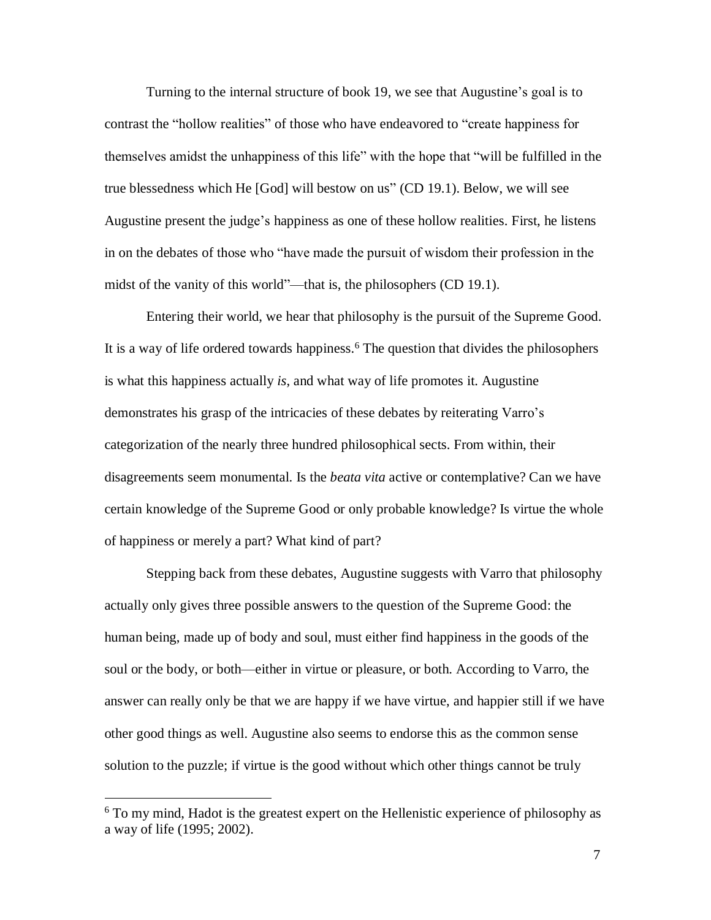Turning to the internal structure of book 19, we see that Augustine's goal is to contrast the "hollow realities" of those who have endeavored to "create happiness for themselves amidst the unhappiness of this life" with the hope that "will be fulfilled in the true blessedness which He [God] will bestow on us" (CD 19.1). Below, we will see Augustine present the judge's happiness as one of these hollow realities. First, he listens in on the debates of those who "have made the pursuit of wisdom their profession in the midst of the vanity of this world"—that is, the philosophers (CD 19.1).

Entering their world, we hear that philosophy is the pursuit of the Supreme Good. It is a way of life ordered towards happiness.[6] The question that divides the philosophers is what this happiness actually *is*, and what way of life promotes it. Augustine demonstrates his grasp of the intricacies of these debates by reiterating Varro's categorization of the nearly three hundred philosophical sects. From within, their disagreements seem monumental. Is the *beata vita* active or contemplative? Can we have certain knowledge of the Supreme Good or only probable knowledge? Is virtue the whole of happiness or merely a part? What kind of part?

Stepping back from these debates, Augustine suggests with Varro that philosophy actually only gives three possible answers to the question of the Supreme Good: the human being, made up of body and soul, must either find happiness in the goods of the soul or the body, or both—either in virtue or pleasure, or both. According to Varro, the answer can really only be that we are happy if we have virtue, and happier still if we have other good things as well. Augustine also seems to endorse this as the common sense solution to the puzzle; if virtue is the good without which other things cannot be truly

[6] To my mind, Hadot is the greatest expert on the Hellenistic experience of philosophy as a way of life (1995; 2002).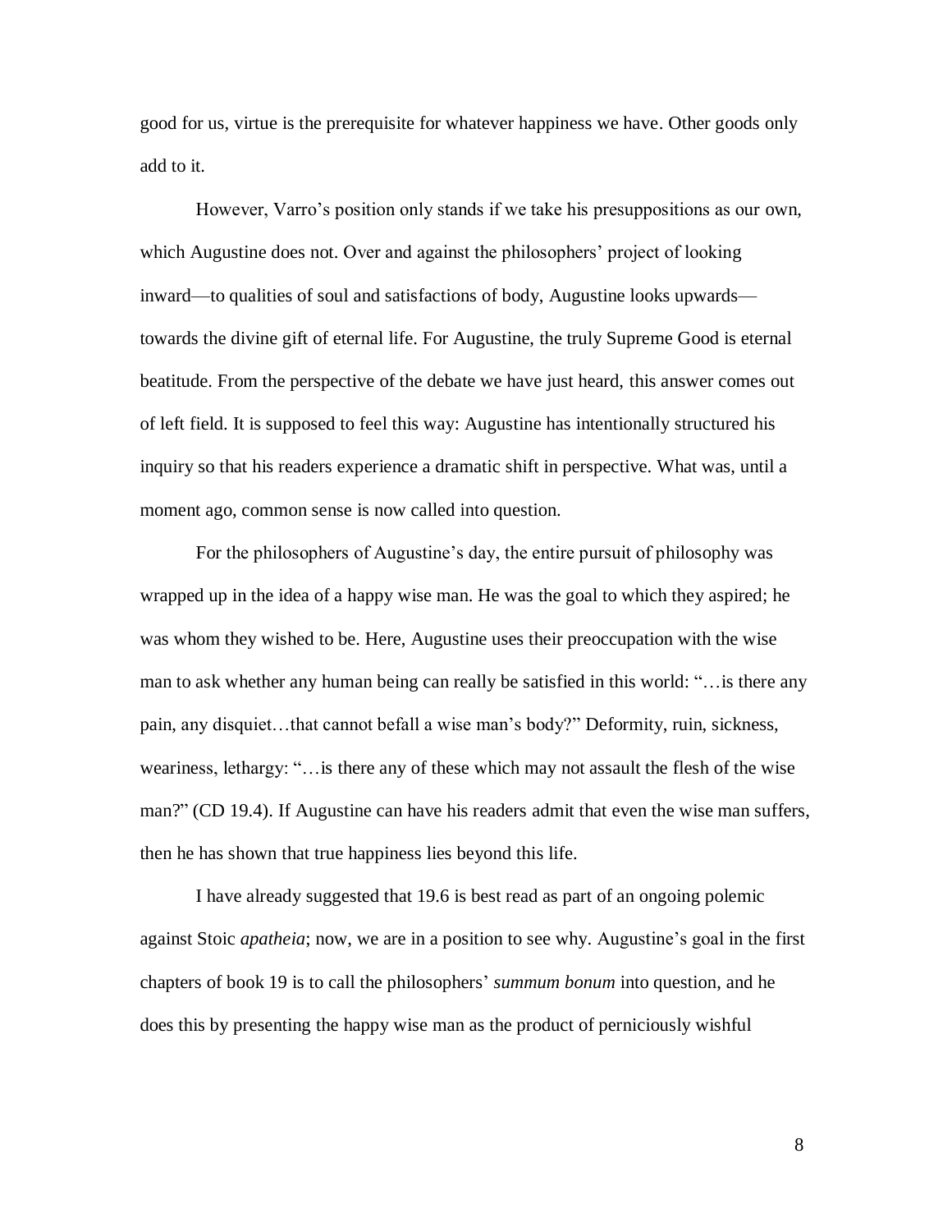good for us, virtue is the prerequisite for whatever happiness we have. Other goods only add to it.

However, Varro's position only stands if we take his presuppositions as our own, which Augustine does not. Over and against the philosophers' project of looking inward—to qualities of soul and satisfactions of body, Augustine looks upwards—towards the divine gift of eternal life. For Augustine, the truly Supreme Good is eternal beatitude. From the perspective of the debate we have just heard, this answer comes out of left field. It is supposed to feel this way: Augustine has intentionally structured his inquiry so that his readers experience a dramatic shift in perspective. What was, until a moment ago, common sense is now called into question.

For the philosophers of Augustine's day, the entire pursuit of philosophy was wrapped up in the idea of a happy wise man. He was the goal to which they aspired; he was whom they wished to be. Here, Augustine uses their preoccupation with the wise man to ask whether any human being can really be satisfied in this world: "…is there any pain, any disquiet…that cannot befall a wise man's body?" Deformity, ruin, sickness, weariness, lethargy: "…is there any of these which may not assault the flesh of the wise man?" (CD 19.4). If Augustine can have his readers admit that even the wise man suffers, then he has shown that true happiness lies beyond this life.

I have already suggested that 19.6 is best read as part of an ongoing polemic against Stoic *apatheia*; now, we are in a position to see why. Augustine's goal in the first chapters of book 19 is to call the philosophers' *summum bonum* into question, and he does this by presenting the happy wise man as the product of perniciously wishful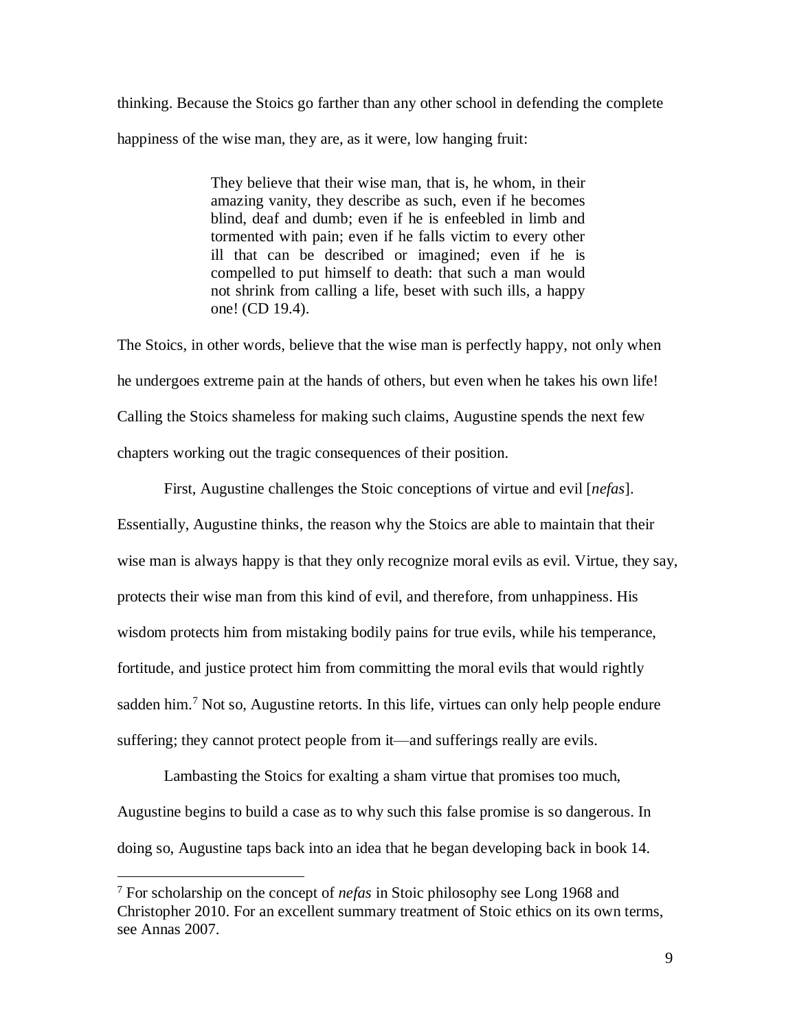thinking. Because the Stoics go farther than any other school in defending the complete happiness of the wise man, they are, as it were, low hanging fruit:

> They believe that their wise man, that is, he whom, in their amazing vanity, they describe as such, even if he becomes blind, deaf and dumb; even if he is enfeebled in limb and tormented with pain; even if he falls victim to every other ill that can be described or imagined; even if he is compelled to put himself to death: that such a man would not shrink from calling a life, beset with such ills, a happy one! (CD 19.4).

The Stoics, in other words, believe that the wise man is perfectly happy, not only when he undergoes extreme pain at the hands of others, but even when he takes his own life! Calling the Stoics shameless for making such claims, Augustine spends the next few chapters working out the tragic consequences of their position.

First, Augustine challenges the Stoic conceptions of virtue and evil [*nefas*]. Essentially, Augustine thinks, the reason why the Stoics are able to maintain that their wise man is always happy is that they only recognize moral evils as evil. Virtue, they say, protects their wise man from this kind of evil, and therefore, from unhappiness. His wisdom protects him from mistaking bodily pains for true evils, while his temperance, fortitude, and justice protect him from committing the moral evils that would rightly sadden him.[7] Not so, Augustine retorts. In this life, virtues can only help people endure suffering; they cannot protect people from it—and sufferings really are evils.

Lambasting the Stoics for exalting a sham virtue that promises too much, Augustine begins to build a case as to why such this false promise is so dangerous. In doing so, Augustine taps back into an idea that he began developing back in book 14.

---

[7] For scholarship on the concept of *nefas* in Stoic philosophy see Long 1968 and Christopher 2010. For an excellent summary treatment of Stoic ethics on its own terms, see Annas 2007.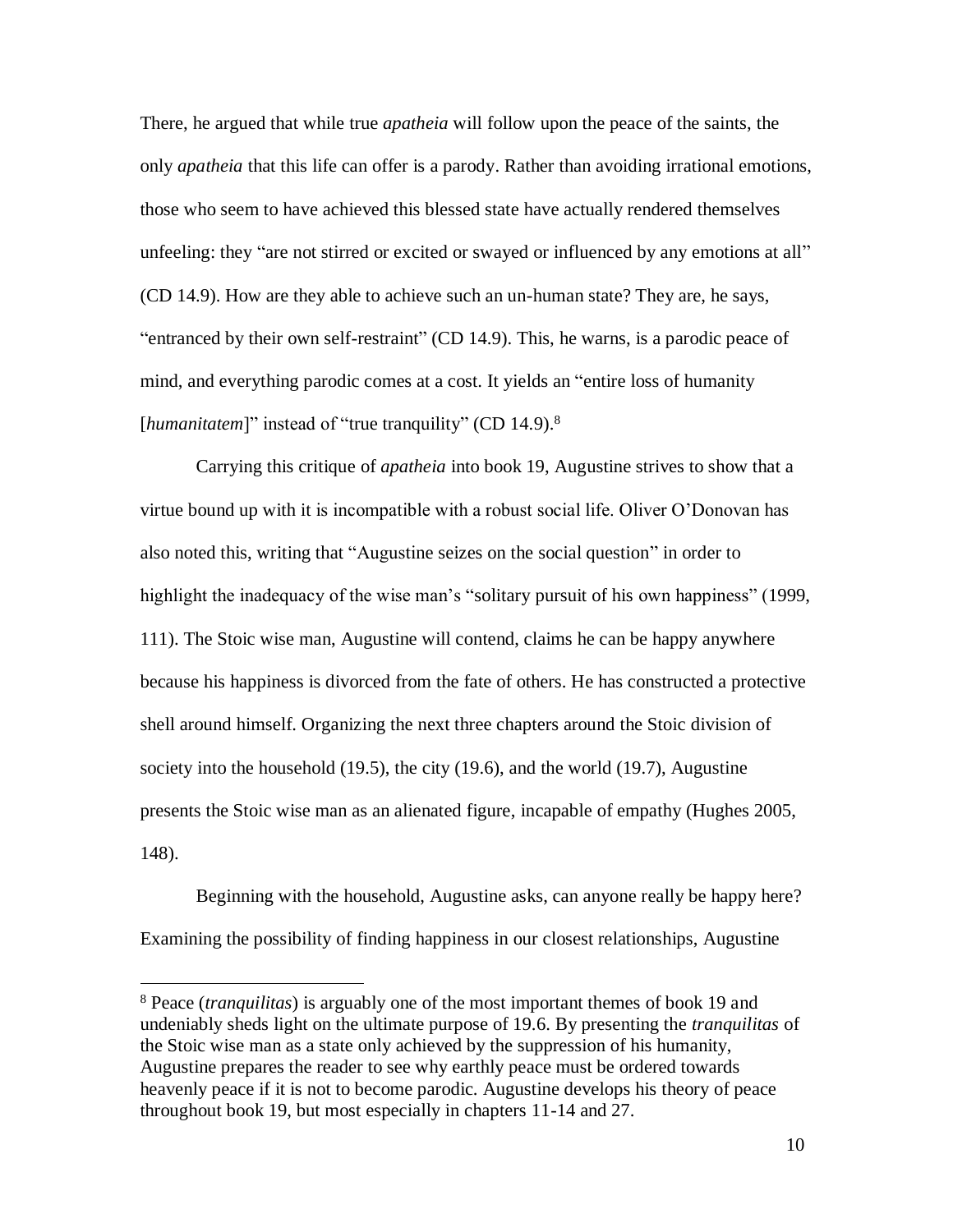There, he argued that while true *apatheia* will follow upon the peace of the saints, the only *apatheia* that this life can offer is a parody. Rather than avoiding irrational emotions, those who seem to have achieved this blessed state have actually rendered themselves unfeeling: they "are not stirred or excited or swayed or influenced by any emotions at all" (CD 14.9). How are they able to achieve such an un-human state? They are, he says, "entranced by their own self-restraint" (CD 14.9). This, he warns, is a parodic peace of mind, and everything parodic comes at a cost. It yields an "entire loss of humanity [*humanitatem*]" instead of "true tranquility" (CD 14.9).[8]

Carrying this critique of *apatheia* into book 19, Augustine strives to show that a virtue bound up with it is incompatible with a robust social life. Oliver O'Donovan has also noted this, writing that "Augustine seizes on the social question" in order to highlight the inadequacy of the wise man's "solitary pursuit of his own happiness" (1999, 111). The Stoic wise man, Augustine will contend, claims he can be happy anywhere because his happiness is divorced from the fate of others. He has constructed a protective shell around himself. Organizing the next three chapters around the Stoic division of society into the household (19.5), the city (19.6), and the world (19.7), Augustine presents the Stoic wise man as an alienated figure, incapable of empathy (Hughes 2005, 148).

Beginning with the household, Augustine asks, can anyone really be happy here? Examining the possibility of finding happiness in our closest relationships, Augustine

---

[8] Peace (*tranquilitas*) is arguably one of the most important themes of book 19 and undeniably sheds light on the ultimate purpose of 19.6. By presenting the *tranquilitas* of the Stoic wise man as a state only achieved by the suppression of his humanity, Augustine prepares the reader to see why earthly peace must be ordered towards heavenly peace if it is not to become parodic. Augustine develops his theory of peace throughout book 19, but most especially in chapters 11-14 and 27.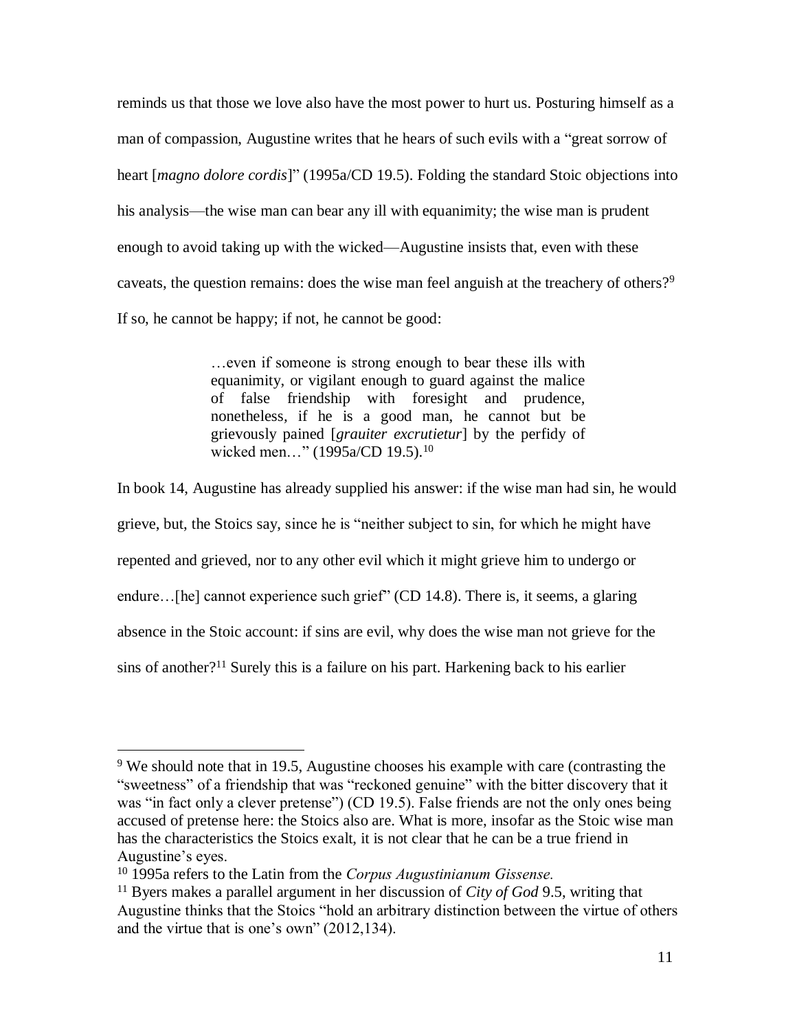reminds us that those we love also have the most power to hurt us. Posturing himself as a man of compassion, Augustine writes that he hears of such evils with a "great sorrow of heart [*magno dolore cordis*]" (1995a/CD 19.5). Folding the standard Stoic objections into his analysis—the wise man can bear any ill with equanimity; the wise man is prudent enough to avoid taking up with the wicked—Augustine insists that, even with these caveats, the question remains: does the wise man feel anguish at the treachery of others?[9] If so, he cannot be happy; if not, he cannot be good:

> …even if someone is strong enough to bear these ills with equanimity, or vigilant enough to guard against the malice of false friendship with foresight and prudence, nonetheless, if he is a good man, he cannot but be grievously pained [*grauiter excrutietur*] by the perfidy of wicked men…" (1995a/CD 19.5).[10]

In book 14, Augustine has already supplied his answer: if the wise man had sin, he would grieve, but, the Stoics say, since he is "neither subject to sin, for which he might have repented and grieved, nor to any other evil which it might grieve him to undergo or endure…[he] cannot experience such grief" (CD 14.8). There is, it seems, a glaring absence in the Stoic account: if sins are evil, why does the wise man not grieve for the sins of another?[11] Surely this is a failure on his part. Harkening back to his earlier

---

[9] We should note that in 19.5, Augustine chooses his example with care (contrasting the "sweetness" of a friendship that was "reckoned genuine" with the bitter discovery that it was "in fact only a clever pretense") (CD 19.5). False friends are not the only ones being accused of pretense here: the Stoics also are. What is more, insofar as the Stoic wise man has the characteristics the Stoics exalt, it is not clear that he can be a true friend in Augustine's eyes.

[10] 1995a refers to the Latin from the *Corpus Augustinianum Gissense.*

[11] Byers makes a parallel argument in her discussion of *City of God* 9.5, writing that Augustine thinks that the Stoics "hold an arbitrary distinction between the virtue of others and the virtue that is one's own" (2012,134).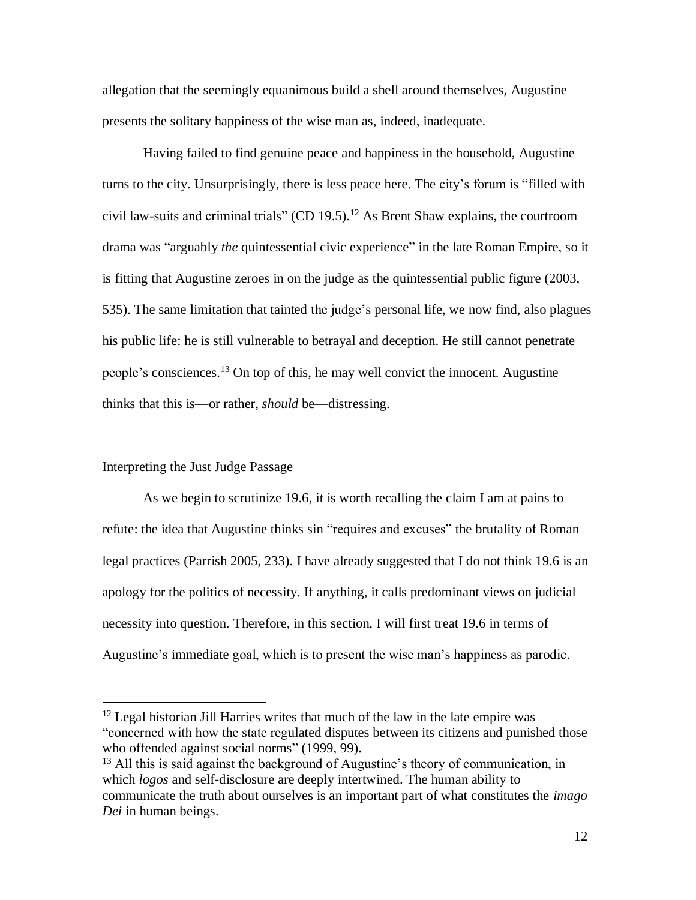allegation that the seemingly equanimous build a shell around themselves, Augustine presents the solitary happiness of the wise man as, indeed, inadequate.

Having failed to find genuine peace and happiness in the household, Augustine turns to the city. Unsurprisingly, there is less peace here. The city's forum is "filled with civil law-suits and criminal trials" (CD 19.5).[12] As Brent Shaw explains, the courtroom drama was "arguably *the* quintessential civic experience" in the late Roman Empire, so it is fitting that Augustine zeroes in on the judge as the quintessential public figure (2003, 535). The same limitation that tainted the judge's personal life, we now find, also plagues his public life: he is still vulnerable to betrayal and deception. He still cannot penetrate people's consciences.[13] On top of this, he may well convict the innocent. Augustine thinks that this is—or rather, *should* be—distressing.

## Interpreting the Just Judge Passage

As we begin to scrutinize 19.6, it is worth recalling the claim I am at pains to refute: the idea that Augustine thinks sin "requires and excuses" the brutality of Roman legal practices (Parrish 2005, 233). I have already suggested that I do not think 19.6 is an apology for the politics of necessity. If anything, it calls predominant views on judicial necessity into question. Therefore, in this section, I will first treat 19.6 in terms of Augustine's immediate goal, which is to present the wise man's happiness as parodic.

---

[12] Legal historian Jill Harries writes that much of the law in the late empire was "concerned with how the state regulated disputes between its citizens and punished those who offended against social norms" (1999, 99)**.**

[13] All this is said against the background of Augustine's theory of communication, in which *logos* and self-disclosure are deeply intertwined. The human ability to communicate the truth about ourselves is an important part of what constitutes the *imago Dei* in human beings.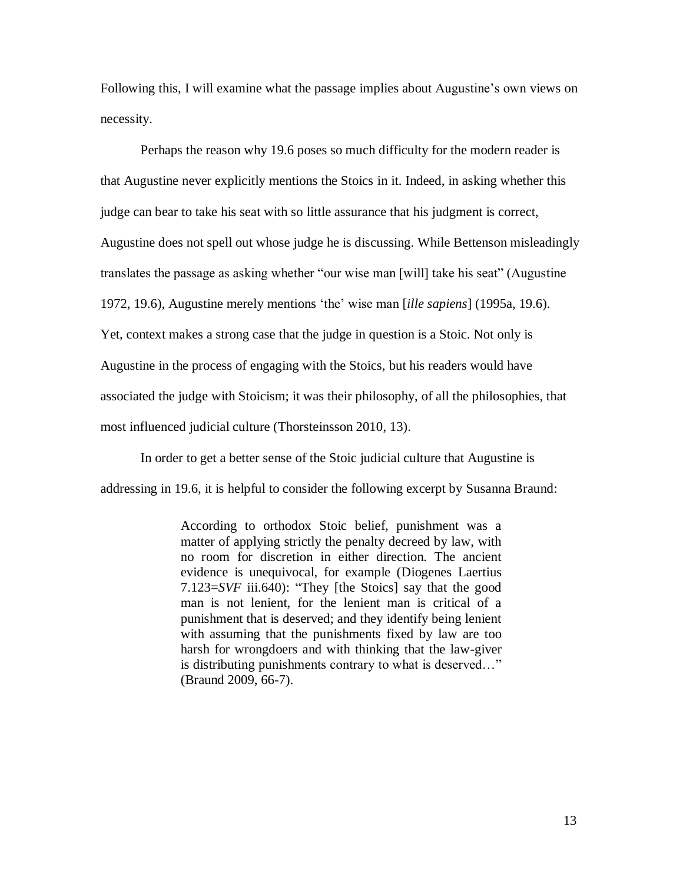Following this, I will examine what the passage implies about Augustine's own views on necessity.

Perhaps the reason why 19.6 poses so much difficulty for the modern reader is that Augustine never explicitly mentions the Stoics in it. Indeed, in asking whether this judge can bear to take his seat with so little assurance that his judgment is correct, Augustine does not spell out whose judge he is discussing. While Bettenson misleadingly translates the passage as asking whether "our wise man [will] take his seat" (Augustine 1972, 19.6), Augustine merely mentions 'the' wise man [*ille sapiens*] (1995a, 19.6). Yet, context makes a strong case that the judge in question is a Stoic. Not only is Augustine in the process of engaging with the Stoics, but his readers would have associated the judge with Stoicism; it was their philosophy, of all the philosophies, that most influenced judicial culture (Thorsteinsson 2010, 13).

In order to get a better sense of the Stoic judicial culture that Augustine is addressing in 19.6, it is helpful to consider the following excerpt by Susanna Braund:

> According to orthodox Stoic belief, punishment was a matter of applying strictly the penalty decreed by law, with no room for discretion in either direction. The ancient evidence is unequivocal, for example (Diogenes Laertius 7.123=*SVF* iii.640): "They [the Stoics] say that the good man is not lenient, for the lenient man is critical of a punishment that is deserved; and they identify being lenient with assuming that the punishments fixed by law are too harsh for wrongdoers and with thinking that the law-giver is distributing punishments contrary to what is deserved…" (Braund 2009, 66-7).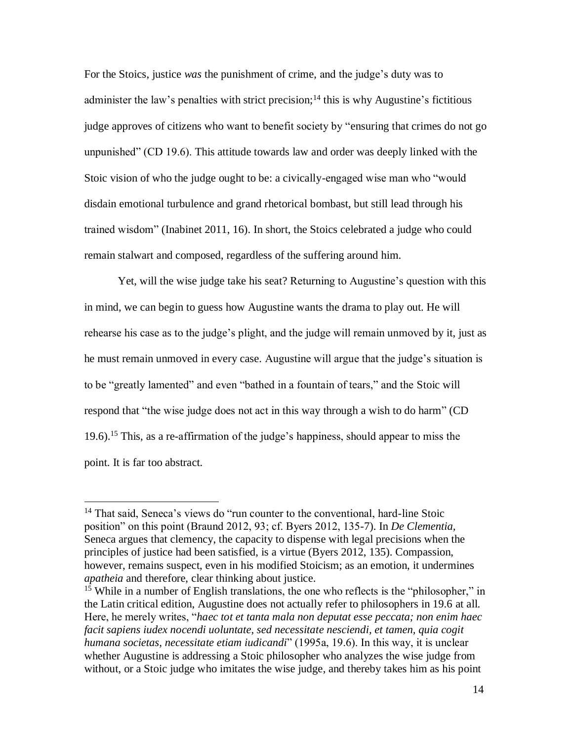For the Stoics, justice *was* the punishment of crime, and the judge's duty was to administer the law's penalties with strict precision;[14] this is why Augustine's fictitious judge approves of citizens who want to benefit society by "ensuring that crimes do not go unpunished" (CD 19.6). This attitude towards law and order was deeply linked with the Stoic vision of who the judge ought to be: a civically-engaged wise man who "would disdain emotional turbulence and grand rhetorical bombast, but still lead through his trained wisdom" (Inabinet 2011, 16). In short, the Stoics celebrated a judge who could remain stalwart and composed, regardless of the suffering around him.

Yet, will the wise judge take his seat? Returning to Augustine's question with this in mind, we can begin to guess how Augustine wants the drama to play out. He will rehearse his case as to the judge's plight, and the judge will remain unmoved by it, just as he must remain unmoved in every case. Augustine will argue that the judge's situation is to be "greatly lamented" and even "bathed in a fountain of tears," and the Stoic will respond that "the wise judge does not act in this way through a wish to do harm" (CD 19.6).[15] This, as a re-affirmation of the judge's happiness, should appear to miss the point. It is far too abstract.

---

[14] That said, Seneca's views do "run counter to the conventional, hard-line Stoic position" on this point (Braund 2012, 93; cf. Byers 2012, 135-7). In *De Clementia*, Seneca argues that clemency, the capacity to dispense with legal precisions when the principles of justice had been satisfied, is a virtue (Byers 2012, 135). Compassion, however, remains suspect, even in his modified Stoicism; as an emotion, it undermines *apatheia* and therefore, clear thinking about justice.

[15] While in a number of English translations, the one who reflects is the "philosopher," in the Latin critical edition, Augustine does not actually refer to philosophers in 19.6 at all. Here, he merely writes, "*haec tot et tanta mala non deputat esse peccata; non enim haec facit sapiens iudex nocendi uoluntate, sed necessitate nesciendi, et tamen, quia cogit humana societas, necessitate etiam iudicandi*" (1995a, 19.6). In this way, it is unclear whether Augustine is addressing a Stoic philosopher who analyzes the wise judge from without, or a Stoic judge who imitates the wise judge, and thereby takes him as his point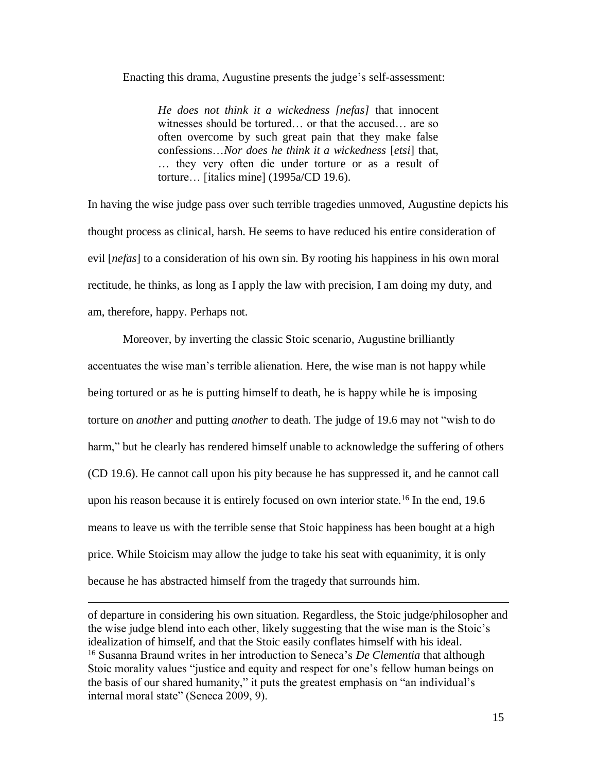Enacting this drama, Augustine presents the judge's self-assessment:

> *He does not think it a wickedness [nefas]* that innocent witnesses should be tortured… or that the accused… are so often overcome by such great pain that they make false confessions…*Nor does he think it a wickedness* [*etsi*] that, … they very often die under torture or as a result of torture… [italics mine] (1995a/CD 19.6).

In having the wise judge pass over such terrible tragedies unmoved, Augustine depicts his thought process as clinical, harsh. He seems to have reduced his entire consideration of evil [*nefas*] to a consideration of his own sin. By rooting his happiness in his own moral rectitude, he thinks, as long as I apply the law with precision, I am doing my duty, and am, therefore, happy. Perhaps not.

Moreover, by inverting the classic Stoic scenario, Augustine brilliantly accentuates the wise man's terrible alienation. Here, the wise man is not happy while being tortured or as he is putting himself to death, he is happy while he is imposing torture on *another* and putting *another* to death. The judge of 19.6 may not "wish to do harm," but he clearly has rendered himself unable to acknowledge the suffering of others (CD 19.6). He cannot call upon his pity because he has suppressed it, and he cannot call upon his reason because it is entirely focused on own interior state.[16] In the end, 19.6 means to leave us with the terrible sense that Stoic happiness has been bought at a high price. While Stoicism may allow the judge to take his seat with equanimity, it is only because he has abstracted himself from the tragedy that surrounds him.

---

of departure in considering his own situation. Regardless, the Stoic judge/philosopher and the wise judge blend into each other, likely suggesting that the wise man is the Stoic's idealization of himself, and that the Stoic easily conflates himself with his ideal.

[16] Susanna Braund writes in her introduction to Seneca's *De Clementia* that although Stoic morality values "justice and equity and respect for one's fellow human beings on the basis of our shared humanity," it puts the greatest emphasis on "an individual's internal moral state" (Seneca 2009, 9).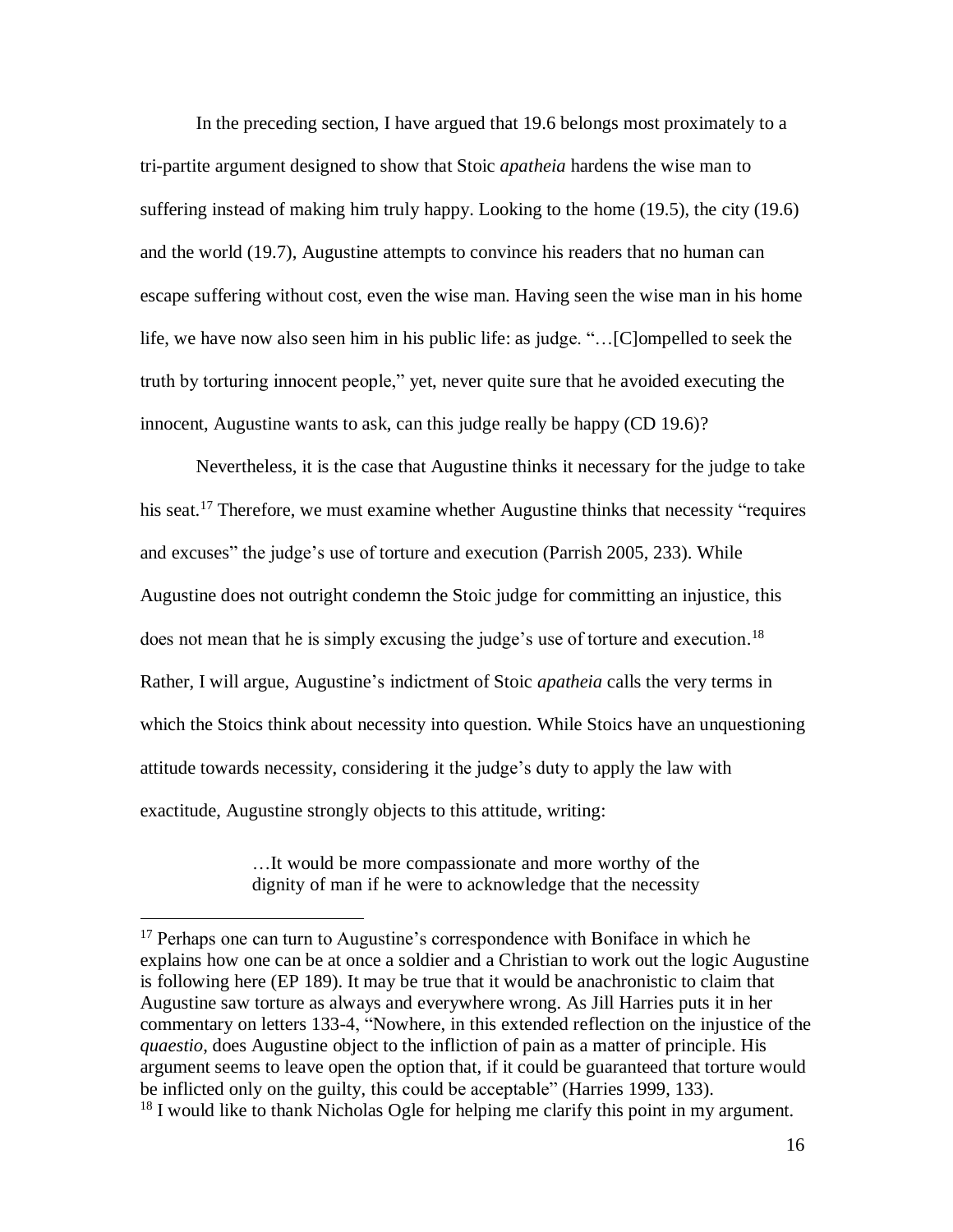In the preceding section, I have argued that 19.6 belongs most proximately to a tri-partite argument designed to show that Stoic *apatheia* hardens the wise man to suffering instead of making him truly happy. Looking to the home (19.5), the city (19.6) and the world (19.7), Augustine attempts to convince his readers that no human can escape suffering without cost, even the wise man. Having seen the wise man in his home life, we have now also seen him in his public life: as judge. "…[C]ompelled to seek the truth by torturing innocent people," yet, never quite sure that he avoided executing the innocent, Augustine wants to ask, can this judge really be happy (CD 19.6)?

Nevertheless, it is the case that Augustine thinks it necessary for the judge to take his seat.[17] Therefore, we must examine whether Augustine thinks that necessity "requires and excuses" the judge's use of torture and execution (Parrish 2005, 233). While Augustine does not outright condemn the Stoic judge for committing an injustice, this does not mean that he is simply excusing the judge's use of torture and execution.[18] Rather, I will argue, Augustine's indictment of Stoic *apatheia* calls the very terms in which the Stoics think about necessity into question. While Stoics have an unquestioning attitude towards necessity, considering it the judge's duty to apply the law with exactitude, Augustine strongly objects to this attitude, writing:

> …It would be more compassionate and more worthy of the dignity of man if he were to acknowledge that the necessity

[17] Perhaps one can turn to Augustine's correspondence with Boniface in which he explains how one can be at once a soldier and a Christian to work out the logic Augustine is following here (EP 189). It may be true that it would be anachronistic to claim that Augustine saw torture as always and everywhere wrong. As Jill Harries puts it in her commentary on letters 133-4, "Nowhere, in this extended reflection on the injustice of the *quaestio*, does Augustine object to the infliction of pain as a matter of principle. His argument seems to leave open the option that, if it could be guaranteed that torture would be inflicted only on the guilty, this could be acceptable" (Harries 1999, 133).

[18] I would like to thank Nicholas Ogle for helping me clarify this point in my argument.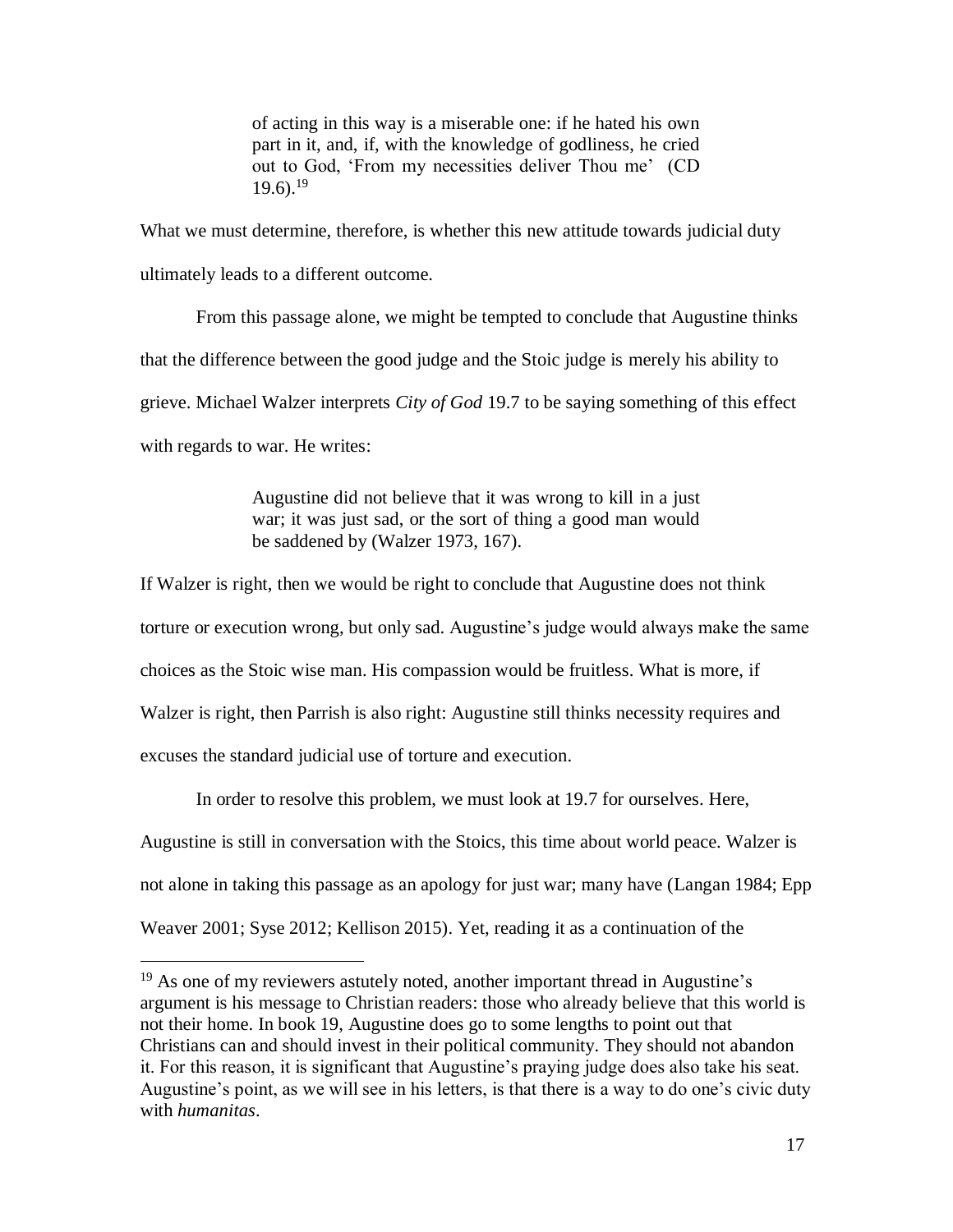> of acting in this way is a miserable one: if he hated his own part in it, and, if, with the knowledge of godliness, he cried out to God, 'From my necessities deliver Thou me' (CD 19.6).[19]

What we must determine, therefore, is whether this new attitude towards judicial duty ultimately leads to a different outcome.

From this passage alone, we might be tempted to conclude that Augustine thinks that the difference between the good judge and the Stoic judge is merely his ability to grieve. Michael Walzer interprets *City of God* 19.7 to be saying something of this effect with regards to war. He writes:

> Augustine did not believe that it was wrong to kill in a just war; it was just sad, or the sort of thing a good man would be saddened by (Walzer 1973, 167).

If Walzer is right, then we would be right to conclude that Augustine does not think torture or execution wrong, but only sad. Augustine's judge would always make the same choices as the Stoic wise man. His compassion would be fruitless. What is more, if Walzer is right, then Parrish is also right: Augustine still thinks necessity requires and excuses the standard judicial use of torture and execution.

In order to resolve this problem, we must look at 19.7 for ourselves. Here, Augustine is still in conversation with the Stoics, this time about world peace. Walzer is not alone in taking this passage as an apology for just war; many have (Langan 1984; Epp Weaver 2001; Syse 2012; Kellison 2015). Yet, reading it as a continuation of the

---

[19] As one of my reviewers astutely noted, another important thread in Augustine's argument is his message to Christian readers: those who already believe that this world is not their home. In book 19, Augustine does go to some lengths to point out that Christians can and should invest in their political community. They should not abandon it. For this reason, it is significant that Augustine's praying judge does also take his seat. Augustine's point, as we will see in his letters, is that there is a way to do one's civic duty with *humanitas*.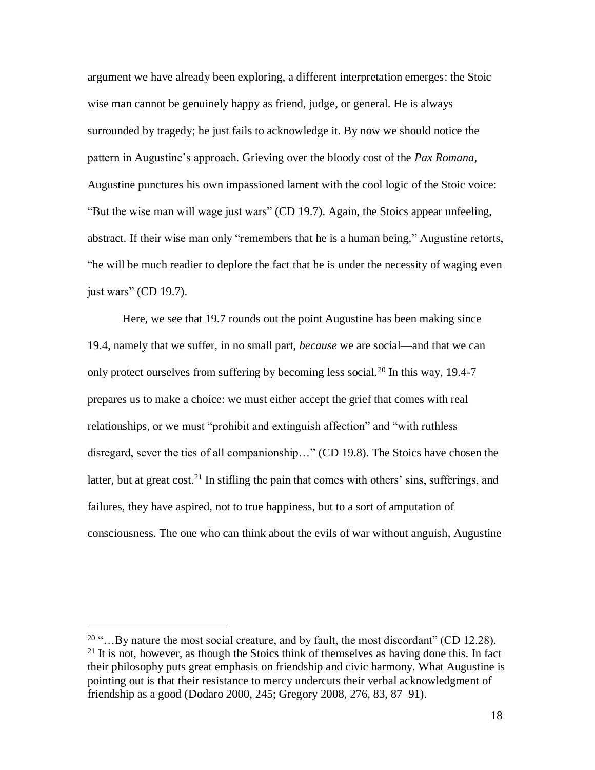argument we have already been exploring, a different interpretation emerges: the Stoic wise man cannot be genuinely happy as friend, judge, or general. He is always surrounded by tragedy; he just fails to acknowledge it. By now we should notice the pattern in Augustine's approach. Grieving over the bloody cost of the *Pax Romana*, Augustine punctures his own impassioned lament with the cool logic of the Stoic voice: "But the wise man will wage just wars" (CD 19.7). Again, the Stoics appear unfeeling, abstract. If their wise man only "remembers that he is a human being," Augustine retorts, "he will be much readier to deplore the fact that he is under the necessity of waging even just wars" (CD 19.7).

Here, we see that 19.7 rounds out the point Augustine has been making since 19.4, namely that we suffer, in no small part, *because* we are social—and that we can only protect ourselves from suffering by becoming less social.[20] In this way, 19.4-7 prepares us to make a choice: we must either accept the grief that comes with real relationships, or we must "prohibit and extinguish affection" and "with ruthless disregard, sever the ties of all companionship…" (CD 19.8). The Stoics have chosen the latter, but at great cost.[21] In stifling the pain that comes with others' sins, sufferings, and failures, they have aspired, not to true happiness, but to a sort of amputation of consciousness. The one who can think about the evils of war without anguish, Augustine

[20] "…By nature the most social creature, and by fault, the most discordant" (CD 12.28).

[21] It is not, however, as though the Stoics think of themselves as having done this. In fact their philosophy puts great emphasis on friendship and civic harmony. What Augustine is pointing out is that their resistance to mercy undercuts their verbal acknowledgment of friendship as a good (Dodaro 2000, 245; Gregory 2008, 276, 83, 87–91).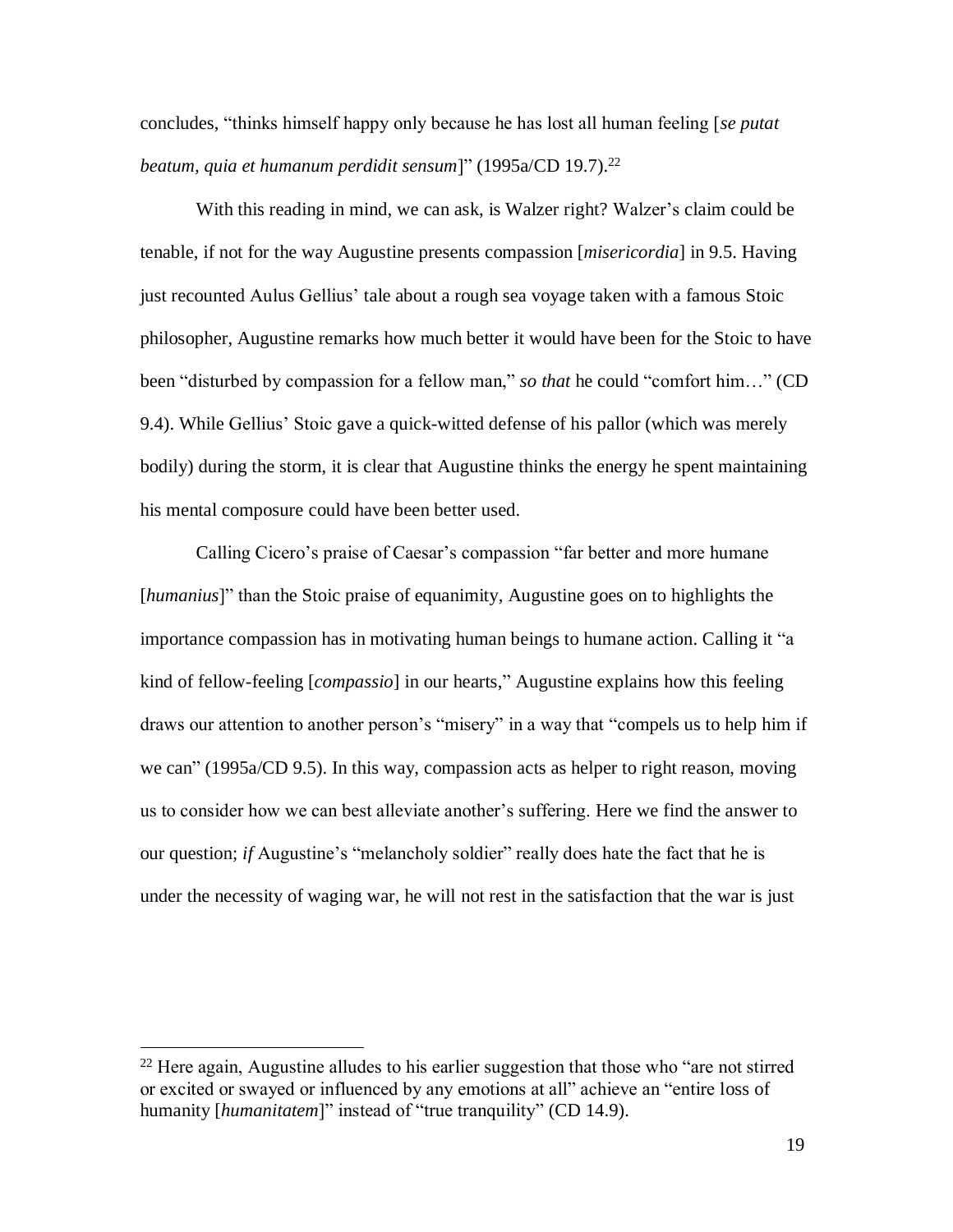concludes, "thinks himself happy only because he has lost all human feeling [*se putat beatum, quia et humanum perdidit sensum*]" (1995a/CD 19.7).[22]

With this reading in mind, we can ask, is Walzer right? Walzer's claim could be tenable, if not for the way Augustine presents compassion [*misericordia*] in 9.5. Having just recounted Aulus Gellius' tale about a rough sea voyage taken with a famous Stoic philosopher, Augustine remarks how much better it would have been for the Stoic to have been "disturbed by compassion for a fellow man," *so that* he could "comfort him…" (CD 9.4). While Gellius' Stoic gave a quick-witted defense of his pallor (which was merely bodily) during the storm, it is clear that Augustine thinks the energy he spent maintaining his mental composure could have been better used.

Calling Cicero's praise of Caesar's compassion "far better and more humane [*humanius*]" than the Stoic praise of equanimity, Augustine goes on to highlights the importance compassion has in motivating human beings to humane action. Calling it "a kind of fellow-feeling [*compassio*] in our hearts," Augustine explains how this feeling draws our attention to another person's "misery" in a way that "compels us to help him if we can" (1995a/CD 9.5). In this way, compassion acts as helper to right reason, moving us to consider how we can best alleviate another's suffering. Here we find the answer to our question; *if* Augustine's "melancholy soldier" really does hate the fact that he is under the necessity of waging war, he will not rest in the satisfaction that the war is just

[22] Here again, Augustine alludes to his earlier suggestion that those who "are not stirred or excited or swayed or influenced by any emotions at all" achieve an "entire loss of humanity [*humanitatem*]" instead of "true tranquility" (CD 14.9).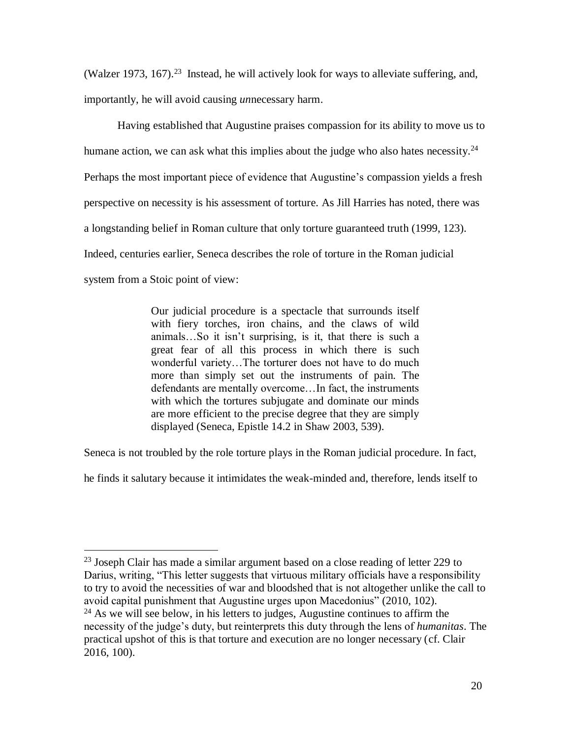(Walzer 1973, 167).[23] Instead, he will actively look for ways to alleviate suffering, and, importantly, he will avoid causing *un*necessary harm.

Having established that Augustine praises compassion for its ability to move us to humane action, we can ask what this implies about the judge who also hates necessity.[24] Perhaps the most important piece of evidence that Augustine's compassion yields a fresh perspective on necessity is his assessment of torture. As Jill Harries has noted, there was a longstanding belief in Roman culture that only torture guaranteed truth (1999, 123). Indeed, centuries earlier, Seneca describes the role of torture in the Roman judicial system from a Stoic point of view:

> Our judicial procedure is a spectacle that surrounds itself with fiery torches, iron chains, and the claws of wild animals…So it isn't surprising, is it, that there is such a great fear of all this process in which there is such wonderful variety…The torturer does not have to do much more than simply set out the instruments of pain. The defendants are mentally overcome…In fact, the instruments with which the tortures subjugate and dominate our minds are more efficient to the precise degree that they are simply displayed (Seneca, Epistle 14.2 in Shaw 2003, 539).

Seneca is not troubled by the role torture plays in the Roman judicial procedure. In fact, he finds it salutary because it intimidates the weak-minded and, therefore, lends itself to

---

[23] Joseph Clair has made a similar argument based on a close reading of letter 229 to Darius, writing, "This letter suggests that virtuous military officials have a responsibility to try to avoid the necessities of war and bloodshed that is not altogether unlike the call to avoid capital punishment that Augustine urges upon Macedonius" (2010, 102).

[24] As we will see below, in his letters to judges, Augustine continues to affirm the necessity of the judge's duty, but reinterprets this duty through the lens of *humanitas*. The practical upshot of this is that torture and execution are no longer necessary (cf. Clair 2016, 100).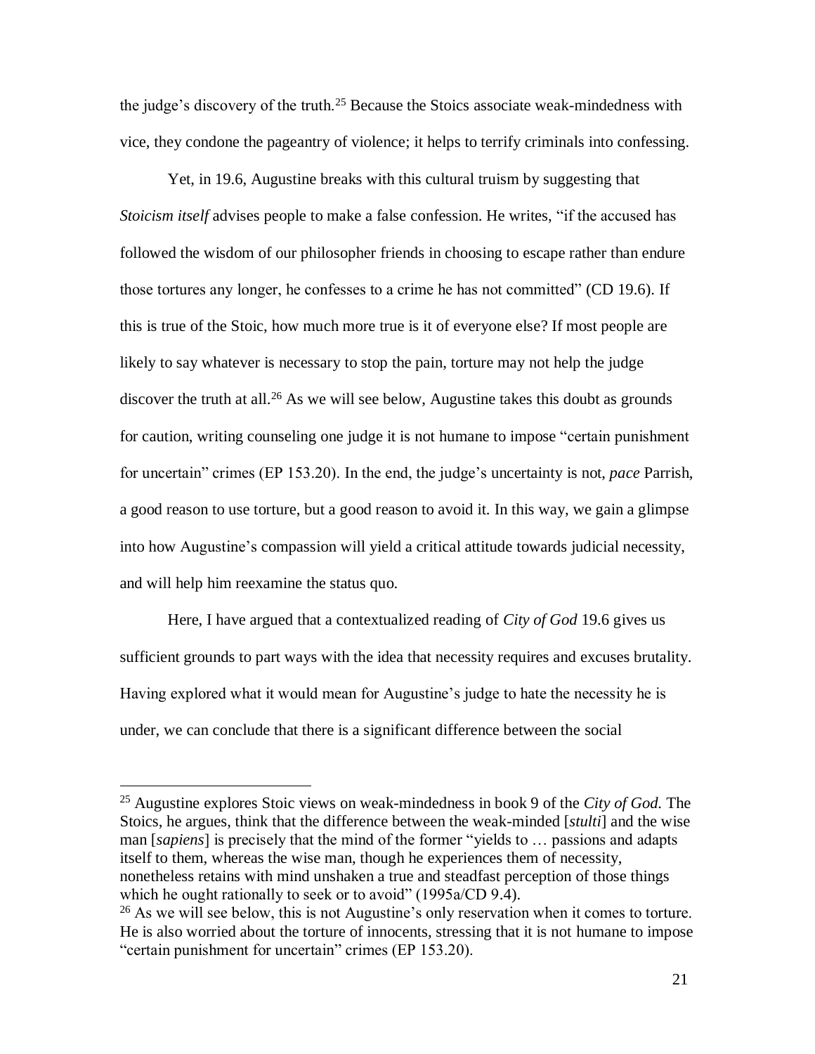the judge's discovery of the truth.[25] Because the Stoics associate weak-mindedness with vice, they condone the pageantry of violence; it helps to terrify criminals into confessing.

Yet, in 19.6, Augustine breaks with this cultural truism by suggesting that *Stoicism itself* advises people to make a false confession. He writes, "if the accused has followed the wisdom of our philosopher friends in choosing to escape rather than endure those tortures any longer, he confesses to a crime he has not committed" (CD 19.6). If this is true of the Stoic, how much more true is it of everyone else? If most people are likely to say whatever is necessary to stop the pain, torture may not help the judge discover the truth at all.[26] As we will see below, Augustine takes this doubt as grounds for caution, writing counseling one judge it is not humane to impose "certain punishment for uncertain" crimes (EP 153.20). In the end, the judge's uncertainty is not, *pace* Parrish, a good reason to use torture, but a good reason to avoid it. In this way, we gain a glimpse into how Augustine's compassion will yield a critical attitude towards judicial necessity, and will help him reexamine the status quo.

Here, I have argued that a contextualized reading of *City of God* 19.6 gives us sufficient grounds to part ways with the idea that necessity requires and excuses brutality. Having explored what it would mean for Augustine's judge to hate the necessity he is under, we can conclude that there is a significant difference between the social

---

[25] Augustine explores Stoic views on weak-mindedness in book 9 of the *City of God.* The Stoics, he argues, think that the difference between the weak-minded [*stulti*] and the wise man [*sapiens*] is precisely that the mind of the former "yields to … passions and adapts itself to them, whereas the wise man, though he experiences them of necessity, nonetheless retains with mind unshaken a true and steadfast perception of those things which he ought rationally to seek or to avoid" (1995a/CD 9.4).

[26] As we will see below, this is not Augustine's only reservation when it comes to torture. He is also worried about the torture of innocents, stressing that it is not humane to impose "certain punishment for uncertain" crimes (EP 153.20).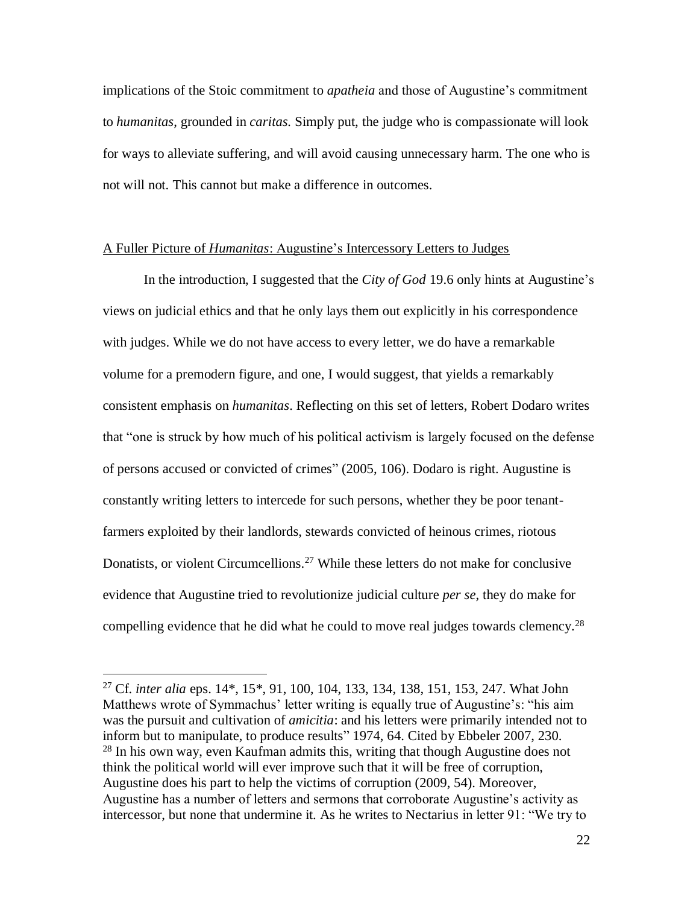implications of the Stoic commitment to *apatheia* and those of Augustine's commitment to *humanitas*, grounded in *caritas.* Simply put, the judge who is compassionate will look for ways to alleviate suffering, and will avoid causing unnecessary harm. The one who is not will not. This cannot but make a difference in outcomes.

## A Fuller Picture of *Humanitas*: Augustine's Intercessory Letters to Judges

In the introduction, I suggested that the *City of God* 19.6 only hints at Augustine's views on judicial ethics and that he only lays them out explicitly in his correspondence with judges. While we do not have access to every letter, we do have a remarkable volume for a premodern figure, and one, I would suggest, that yields a remarkably consistent emphasis on *humanitas*. Reflecting on this set of letters, Robert Dodaro writes that "one is struck by how much of his political activism is largely focused on the defense of persons accused or convicted of crimes" (2005, 106). Dodaro is right. Augustine is constantly writing letters to intercede for such persons, whether they be poor tenant-farmers exploited by their landlords, stewards convicted of heinous crimes, riotous Donatists, or violent Circumcellions.[27] While these letters do not make for conclusive evidence that Augustine tried to revolutionize judicial culture *per se*, they do make for compelling evidence that he did what he could to move real judges towards clemency.[28]

---

[27] Cf. *inter alia* eps. 14*, 15*, 91, 100, 104, 133, 134, 138, 151, 153, 247. What John Matthews wrote of Symmachus' letter writing is equally true of Augustine's: "his aim was the pursuit and cultivation of *amicitia*: and his letters were primarily intended not to inform but to manipulate, to produce results" 1974, 64. Cited by Ebbeler 2007, 230.

[28] In his own way, even Kaufman admits this, writing that though Augustine does not think the political world will ever improve such that it will be free of corruption, Augustine does his part to help the victims of corruption (2009, 54). Moreover, Augustine has a number of letters and sermons that corroborate Augustine's activity as intercessor, but none that undermine it. As he writes to Nectarius in letter 91: "We try to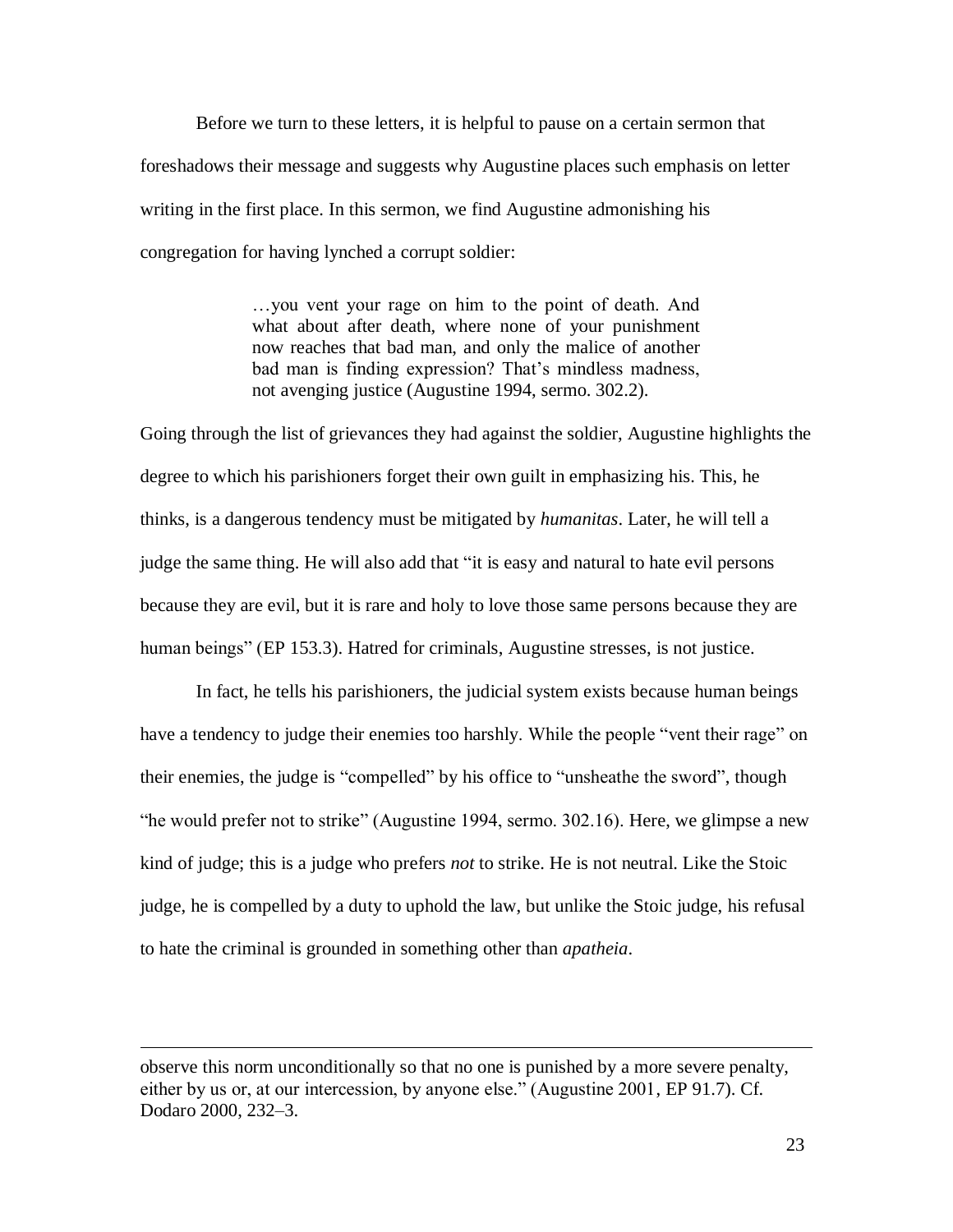Before we turn to these letters, it is helpful to pause on a certain sermon that foreshadows their message and suggests why Augustine places such emphasis on letter writing in the first place. In this sermon, we find Augustine admonishing his congregation for having lynched a corrupt soldier:

> …you vent your rage on him to the point of death. And what about after death, where none of your punishment now reaches that bad man, and only the malice of another bad man is finding expression? That's mindless madness, not avenging justice (Augustine 1994, sermo. 302.2).

Going through the list of grievances they had against the soldier, Augustine highlights the degree to which his parishioners forget their own guilt in emphasizing his. This, he thinks, is a dangerous tendency must be mitigated by *humanitas*. Later, he will tell a judge the same thing. He will also add that "it is easy and natural to hate evil persons because they are evil, but it is rare and holy to love those same persons because they are human beings" (EP 153.3). Hatred for criminals, Augustine stresses, is not justice.

In fact, he tells his parishioners, the judicial system exists because human beings have a tendency to judge their enemies too harshly. While the people "vent their rage" on their enemies, the judge is "compelled" by his office to "unsheathe the sword", though "he would prefer not to strike" (Augustine 1994, sermo. 302.16). Here, we glimpse a new kind of judge; this is a judge who prefers *not* to strike. He is not neutral. Like the Stoic judge, he is compelled by a duty to uphold the law, but unlike the Stoic judge, his refusal to hate the criminal is grounded in something other than *apatheia*.

---

observe this norm unconditionally so that no one is punished by a more severe penalty, either by us or, at our intercession, by anyone else." (Augustine 2001, EP 91.7). Cf. Dodaro 2000, 232–3.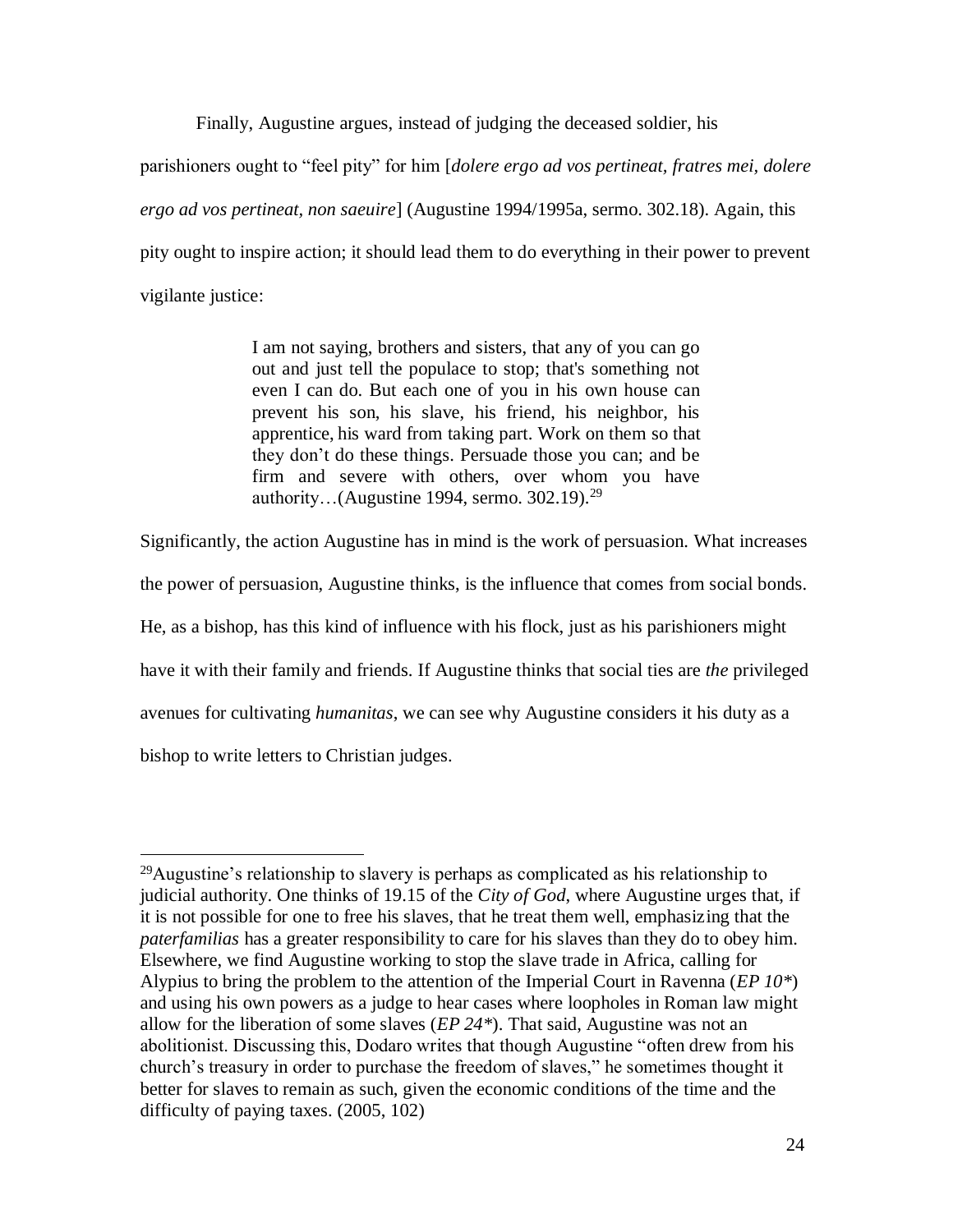Finally, Augustine argues, instead of judging the deceased soldier, his parishioners ought to "feel pity" for him [*dolere ergo ad vos pertineat, fratres mei, dolere ergo ad vos pertineat, non saeuire*] (Augustine 1994/1995a, sermo. 302.18). Again, this pity ought to inspire action; it should lead them to do everything in their power to prevent vigilante justice:

> I am not saying, brothers and sisters, that any of you can go out and just tell the populace to stop; that's something not even I can do. But each one of you in his own house can prevent his son, his slave, his friend, his neighbor, his apprentice, his ward from taking part. Work on them so that they don't do these things. Persuade those you can; and be firm and severe with others, over whom you have authority…(Augustine 1994, sermo. 302.19).[29]

Significantly, the action Augustine has in mind is the work of persuasion. What increases the power of persuasion, Augustine thinks, is the influence that comes from social bonds. He, as a bishop, has this kind of influence with his flock, just as his parishioners might have it with their family and friends. If Augustine thinks that social ties are *the* privileged avenues for cultivating *humanitas*, we can see why Augustine considers it his duty as a bishop to write letters to Christian judges.

---

[29] Augustine's relationship to slavery is perhaps as complicated as his relationship to judicial authority. One thinks of 19.15 of the *City of God*, where Augustine urges that, if it is not possible for one to free his slaves, that he treat them well, emphasizing that the *paterfamilias* has a greater responsibility to care for his slaves than they do to obey him. Elsewhere, we find Augustine working to stop the slave trade in Africa, calling for Alypius to bring the problem to the attention of the Imperial Court in Ravenna (*EP 10**) and using his own powers as a judge to hear cases where loopholes in Roman law might allow for the liberation of some slaves (*EP 24**). That said, Augustine was not an abolitionist. Discussing this, Dodaro writes that though Augustine "often drew from his church's treasury in order to purchase the freedom of slaves," he sometimes thought it better for slaves to remain as such, given the economic conditions of the time and the difficulty of paying taxes. (2005, 102)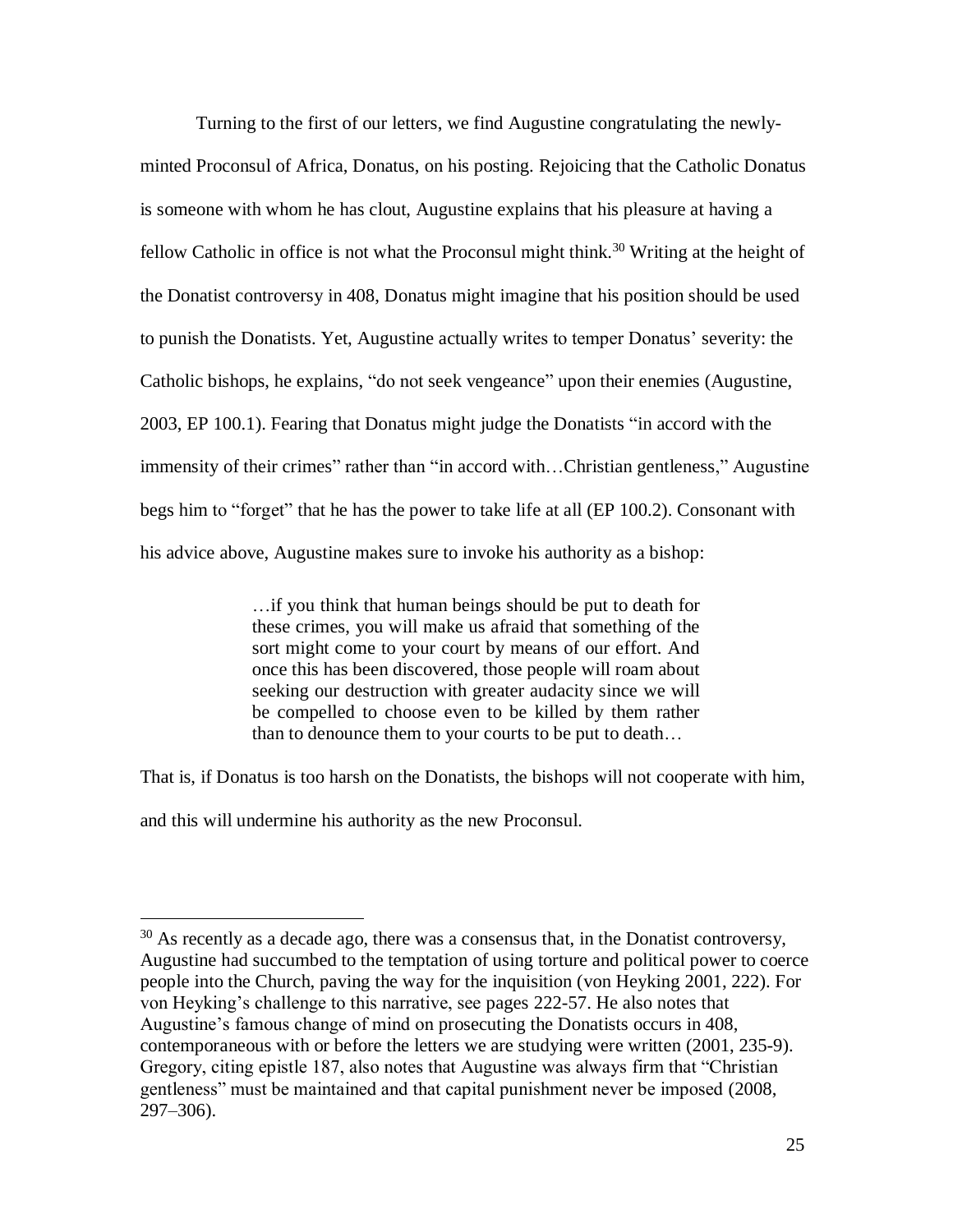Turning to the first of our letters, we find Augustine congratulating the newly-minted Proconsul of Africa, Donatus, on his posting. Rejoicing that the Catholic Donatus is someone with whom he has clout, Augustine explains that his pleasure at having a fellow Catholic in office is not what the Proconsul might think.[30] Writing at the height of the Donatist controversy in 408, Donatus might imagine that his position should be used to punish the Donatists. Yet, Augustine actually writes to temper Donatus' severity: the Catholic bishops, he explains, "do not seek vengeance" upon their enemies (Augustine, 2003, EP 100.1). Fearing that Donatus might judge the Donatists "in accord with the immensity of their crimes" rather than "in accord with…Christian gentleness," Augustine begs him to "forget" that he has the power to take life at all (EP 100.2). Consonant with his advice above, Augustine makes sure to invoke his authority as a bishop:

> …if you think that human beings should be put to death for these crimes, you will make us afraid that something of the sort might come to your court by means of our effort. And once this has been discovered, those people will roam about seeking our destruction with greater audacity since we will be compelled to choose even to be killed by them rather than to denounce them to your courts to be put to death…

That is, if Donatus is too harsh on the Donatists, the bishops will not cooperate with him, and this will undermine his authority as the new Proconsul.

---

[30] As recently as a decade ago, there was a consensus that, in the Donatist controversy, Augustine had succumbed to the temptation of using torture and political power to coerce people into the Church, paving the way for the inquisition (von Heyking 2001, 222). For von Heyking's challenge to this narrative, see pages 222-57. He also notes that Augustine's famous change of mind on prosecuting the Donatists occurs in 408, contemporaneous with or before the letters we are studying were written (2001, 235-9). Gregory, citing epistle 187, also notes that Augustine was always firm that "Christian gentleness" must be maintained and that capital punishment never be imposed (2008, 297–306).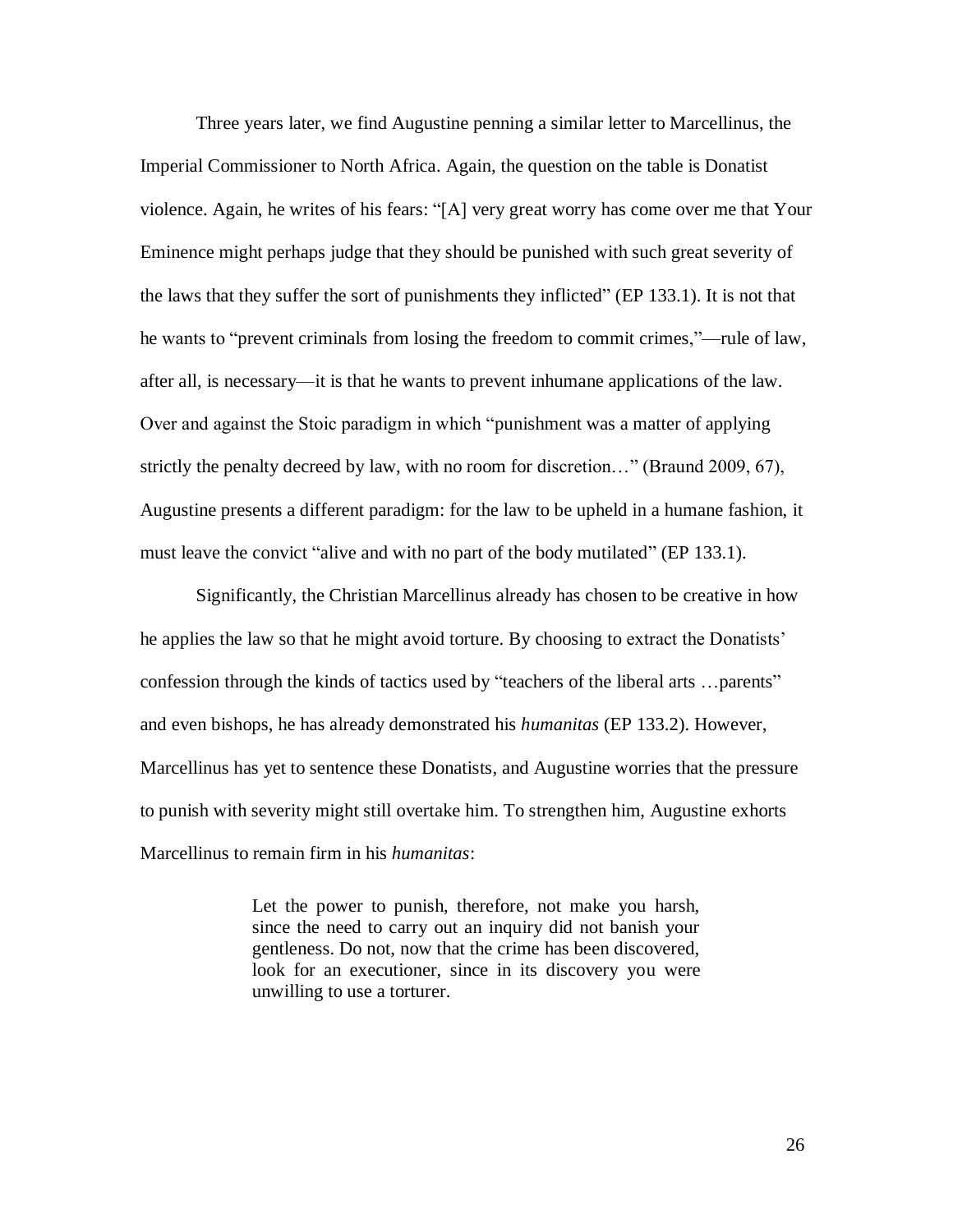Three years later, we find Augustine penning a similar letter to Marcellinus, the Imperial Commissioner to North Africa. Again, the question on the table is Donatist violence. Again, he writes of his fears: "[A] very great worry has come over me that Your Eminence might perhaps judge that they should be punished with such great severity of the laws that they suffer the sort of punishments they inflicted" (EP 133.1). It is not that he wants to "prevent criminals from losing the freedom to commit crimes,"—rule of law, after all, is necessary—it is that he wants to prevent inhumane applications of the law. Over and against the Stoic paradigm in which "punishment was a matter of applying strictly the penalty decreed by law, with no room for discretion…" (Braund 2009, 67), Augustine presents a different paradigm: for the law to be upheld in a humane fashion, it must leave the convict "alive and with no part of the body mutilated" (EP 133.1).

Significantly, the Christian Marcellinus already has chosen to be creative in how he applies the law so that he might avoid torture. By choosing to extract the Donatists' confession through the kinds of tactics used by "teachers of the liberal arts …parents" and even bishops, he has already demonstrated his *humanitas* (EP 133.2). However, Marcellinus has yet to sentence these Donatists, and Augustine worries that the pressure to punish with severity might still overtake him. To strengthen him, Augustine exhorts Marcellinus to remain firm in his *humanitas*:

> Let the power to punish, therefore, not make you harsh, since the need to carry out an inquiry did not banish your gentleness. Do not, now that the crime has been discovered, look for an executioner, since in its discovery you were unwilling to use a torturer.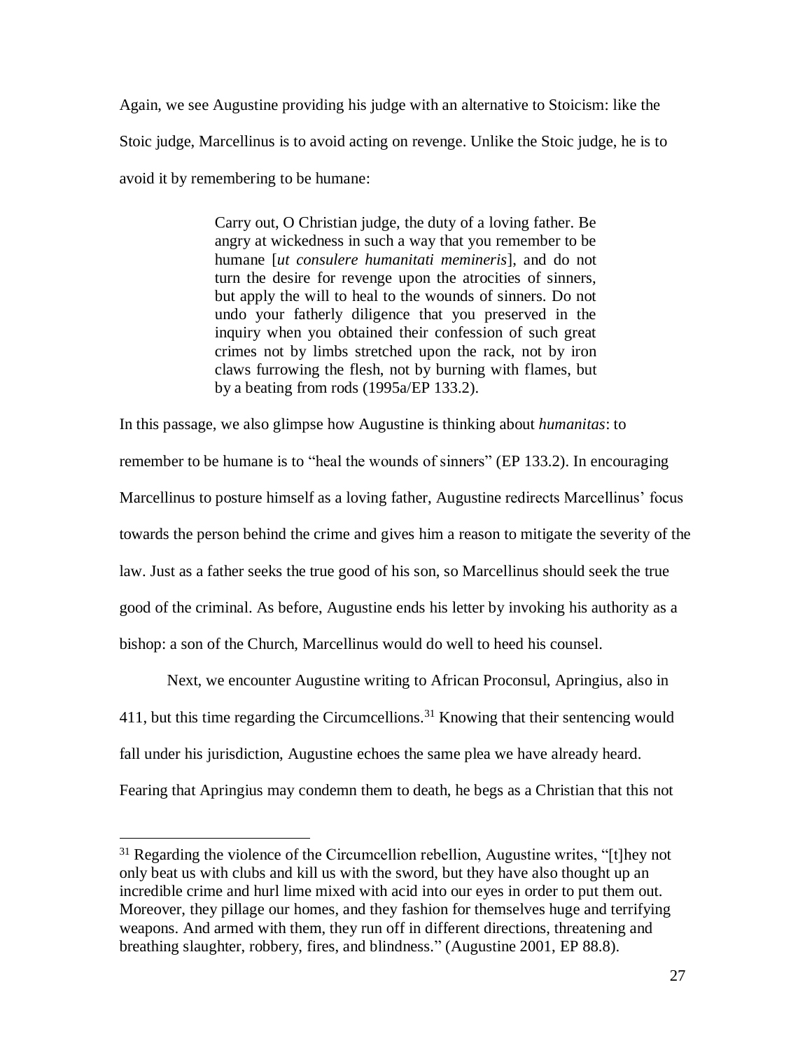Again, we see Augustine providing his judge with an alternative to Stoicism: like the Stoic judge, Marcellinus is to avoid acting on revenge. Unlike the Stoic judge, he is to avoid it by remembering to be humane:

> Carry out, O Christian judge, the duty of a loving father. Be angry at wickedness in such a way that you remember to be humane [*ut consulere humanitati memineris*], and do not turn the desire for revenge upon the atrocities of sinners, but apply the will to heal to the wounds of sinners. Do not undo your fatherly diligence that you preserved in the inquiry when you obtained their confession of such great crimes not by limbs stretched upon the rack, not by iron claws furrowing the flesh, not by burning with flames, but by a beating from rods (1995a/EP 133.2).

In this passage, we also glimpse how Augustine is thinking about *humanitas*: to remember to be humane is to "heal the wounds of sinners" (EP 133.2). In encouraging Marcellinus to posture himself as a loving father, Augustine redirects Marcellinus' focus towards the person behind the crime and gives him a reason to mitigate the severity of the law. Just as a father seeks the true good of his son, so Marcellinus should seek the true good of the criminal. As before, Augustine ends his letter by invoking his authority as a bishop: a son of the Church, Marcellinus would do well to heed his counsel.

Next, we encounter Augustine writing to African Proconsul, Apringius, also in 411, but this time regarding the Circumcellions.[31] Knowing that their sentencing would fall under his jurisdiction, Augustine echoes the same plea we have already heard. Fearing that Apringius may condemn them to death, he begs as a Christian that this not

[31] Regarding the violence of the Circumcellion rebellion, Augustine writes, "[t]hey not only beat us with clubs and kill us with the sword, but they have also thought up an incredible crime and hurl lime mixed with acid into our eyes in order to put them out. Moreover, they pillage our homes, and they fashion for themselves huge and terrifying weapons. And armed with them, they run off in different directions, threatening and breathing slaughter, robbery, fires, and blindness." (Augustine 2001, EP 88.8).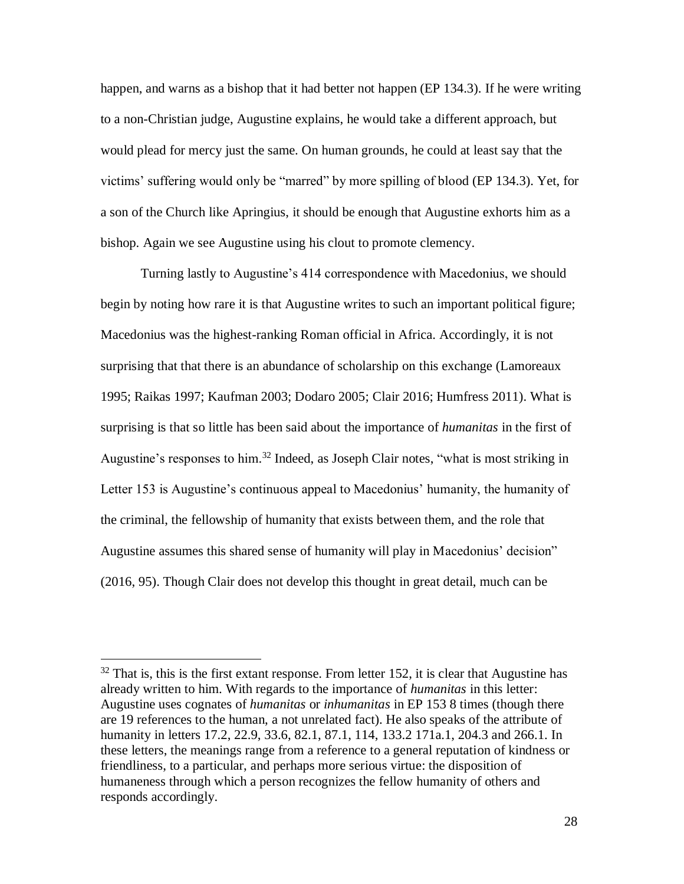happen, and warns as a bishop that it had better not happen (EP 134.3). If he were writing to a non-Christian judge, Augustine explains, he would take a different approach, but would plead for mercy just the same. On human grounds, he could at least say that the victims' suffering would only be "marred" by more spilling of blood (EP 134.3). Yet, for a son of the Church like Apringius, it should be enough that Augustine exhorts him as a bishop. Again we see Augustine using his clout to promote clemency.

Turning lastly to Augustine's 414 correspondence with Macedonius, we should begin by noting how rare it is that Augustine writes to such an important political figure; Macedonius was the highest-ranking Roman official in Africa. Accordingly, it is not surprising that that there is an abundance of scholarship on this exchange (Lamoreaux 1995; Raikas 1997; Kaufman 2003; Dodaro 2005; Clair 2016; Humfress 2011). What is surprising is that so little has been said about the importance of *humanitas* in the first of Augustine's responses to him.[32] Indeed, as Joseph Clair notes, "what is most striking in Letter 153 is Augustine's continuous appeal to Macedonius' humanity, the humanity of the criminal, the fellowship of humanity that exists between them, and the role that Augustine assumes this shared sense of humanity will play in Macedonius' decision" (2016, 95). Though Clair does not develop this thought in great detail, much can be

[32] That is, this is the first extant response. From letter 152, it is clear that Augustine has already written to him. With regards to the importance of *humanitas* in this letter: Augustine uses cognates of *humanitas* or *inhumanitas* in EP 153 8 times (though there are 19 references to the human, a not unrelated fact). He also speaks of the attribute of humanity in letters 17.2, 22.9, 33.6, 82.1, 87.1, 114, 133.2 171a.1, 204.3 and 266.1. In these letters, the meanings range from a reference to a general reputation of kindness or friendliness, to a particular, and perhaps more serious virtue: the disposition of humaneness through which a person recognizes the fellow humanity of others and responds accordingly.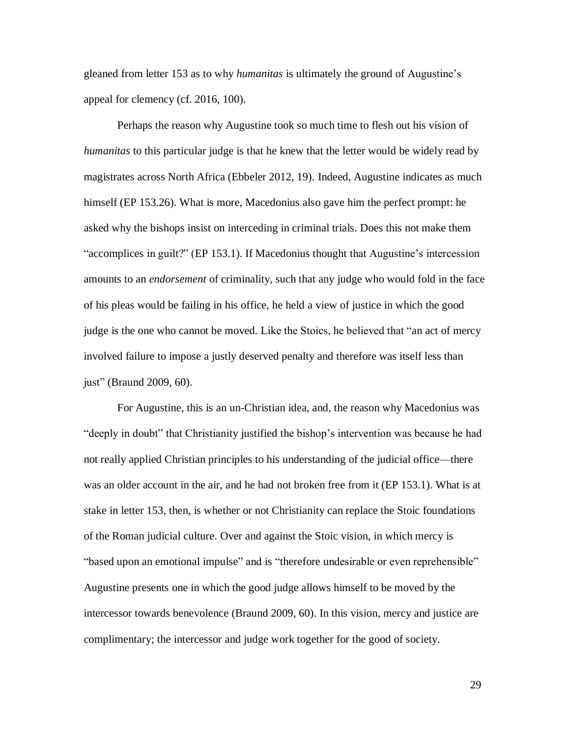gleaned from letter 153 as to why *humanitas* is ultimately the ground of Augustine's appeal for clemency (cf. 2016, 100).

Perhaps the reason why Augustine took so much time to flesh out his vision of *humanitas* to this particular judge is that he knew that the letter would be widely read by magistrates across North Africa (Ebbeler 2012, 19). Indeed, Augustine indicates as much himself (EP 153.26). What is more, Macedonius also gave him the perfect prompt: he asked why the bishops insist on interceding in criminal trials. Does this not make them "accomplices in guilt?" (EP 153.1). If Macedonius thought that Augustine's intercession amounts to an *endorsement* of criminality, such that any judge who would fold in the face of his pleas would be failing in his office, he held a view of justice in which the good judge is the one who cannot be moved. Like the Stoics, he believed that "an act of mercy involved failure to impose a justly deserved penalty and therefore was itself less than just" (Braund 2009, 60).

For Augustine, this is an un-Christian idea, and, the reason why Macedonius was "deeply in doubt" that Christianity justified the bishop's intervention was because he had not really applied Christian principles to his understanding of the judicial office—there was an older account in the air, and he had not broken free from it (EP 153.1). What is at stake in letter 153, then, is whether or not Christianity can replace the Stoic foundations of the Roman judicial culture. Over and against the Stoic vision, in which mercy is "based upon an emotional impulse" and is "therefore undesirable or even reprehensible" Augustine presents one in which the good judge allows himself to be moved by the intercessor towards benevolence (Braund 2009, 60). In this vision, mercy and justice are complimentary; the intercessor and judge work together for the good of society.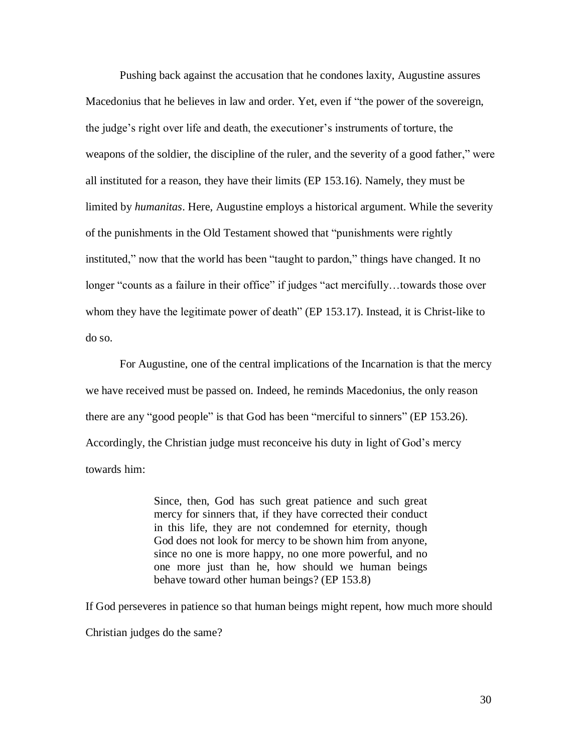Pushing back against the accusation that he condones laxity, Augustine assures Macedonius that he believes in law and order. Yet, even if "the power of the sovereign, the judge's right over life and death, the executioner's instruments of torture, the weapons of the soldier, the discipline of the ruler, and the severity of a good father," were all instituted for a reason, they have their limits (EP 153.16). Namely, they must be limited by *humanitas*. Here, Augustine employs a historical argument. While the severity of the punishments in the Old Testament showed that "punishments were rightly instituted," now that the world has been "taught to pardon," things have changed. It no longer "counts as a failure in their office" if judges "act mercifully…towards those over whom they have the legitimate power of death" (EP 153.17). Instead, it is Christ-like to do so.

For Augustine, one of the central implications of the Incarnation is that the mercy we have received must be passed on. Indeed, he reminds Macedonius, the only reason there are any "good people" is that God has been "merciful to sinners" (EP 153.26). Accordingly, the Christian judge must reconceive his duty in light of God's mercy towards him:

> Since, then, God has such great patience and such great mercy for sinners that, if they have corrected their conduct in this life, they are not condemned for eternity, though God does not look for mercy to be shown him from anyone, since no one is more happy, no one more powerful, and no one more just than he, how should we human beings behave toward other human beings? (EP 153.8)

If God perseveres in patience so that human beings might repent, how much more should Christian judges do the same?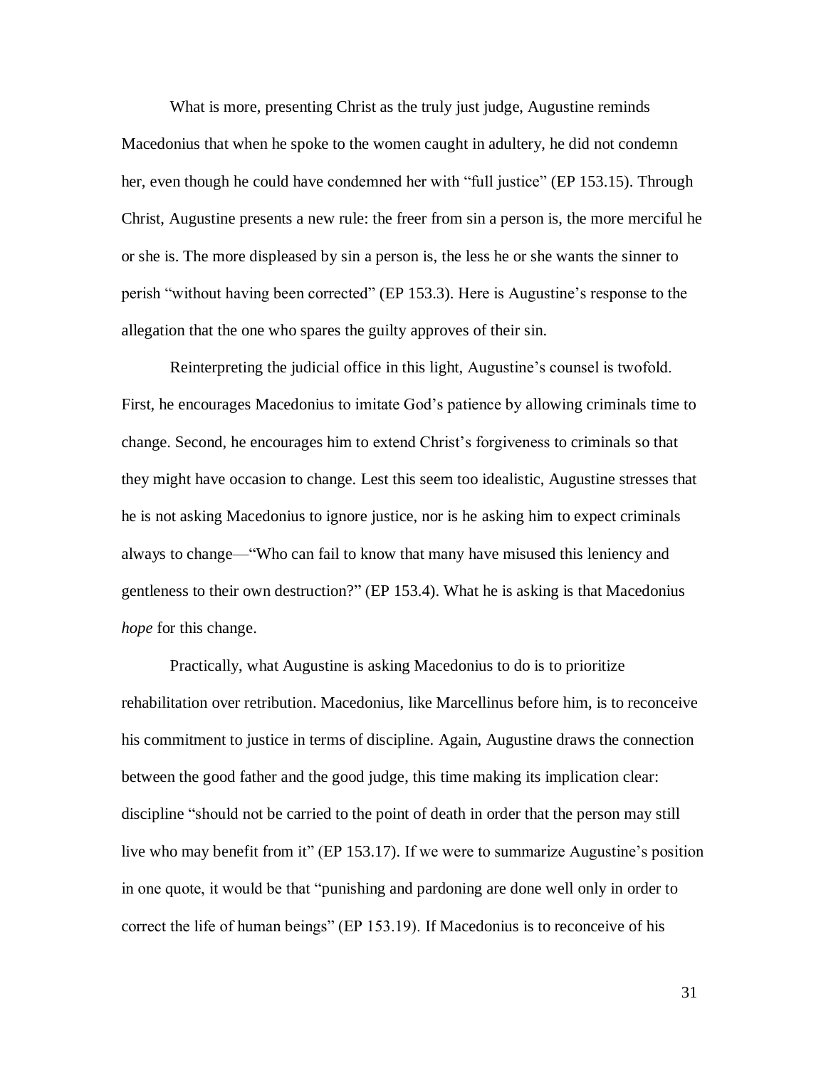What is more, presenting Christ as the truly just judge, Augustine reminds Macedonius that when he spoke to the women caught in adultery, he did not condemn her, even though he could have condemned her with "full justice" (EP 153.15). Through Christ, Augustine presents a new rule: the freer from sin a person is, the more merciful he or she is. The more displeased by sin a person is, the less he or she wants the sinner to perish "without having been corrected" (EP 153.3). Here is Augustine's response to the allegation that the one who spares the guilty approves of their sin.

Reinterpreting the judicial office in this light, Augustine's counsel is twofold. First, he encourages Macedonius to imitate God's patience by allowing criminals time to change. Second, he encourages him to extend Christ's forgiveness to criminals so that they might have occasion to change. Lest this seem too idealistic, Augustine stresses that he is not asking Macedonius to ignore justice, nor is he asking him to expect criminals always to change—"Who can fail to know that many have misused this leniency and gentleness to their own destruction?" (EP 153.4). What he is asking is that Macedonius *hope* for this change.

Practically, what Augustine is asking Macedonius to do is to prioritize rehabilitation over retribution. Macedonius, like Marcellinus before him, is to reconceive his commitment to justice in terms of discipline. Again, Augustine draws the connection between the good father and the good judge, this time making its implication clear: discipline "should not be carried to the point of death in order that the person may still live who may benefit from it" (EP 153.17). If we were to summarize Augustine's position in one quote, it would be that "punishing and pardoning are done well only in order to correct the life of human beings" (EP 153.19). If Macedonius is to reconceive of his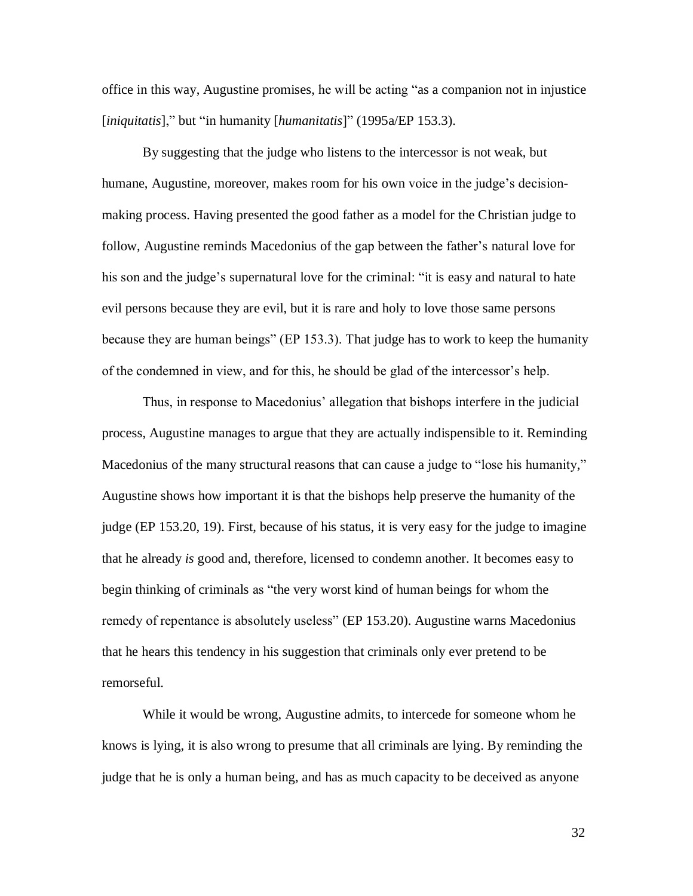office in this way, Augustine promises, he will be acting "as a companion not in injustice [*iniquitatis*]," but "in humanity [*humanitatis*]" (1995a/EP 153.3).

By suggesting that the judge who listens to the intercessor is not weak, but humane, Augustine, moreover, makes room for his own voice in the judge's decision-making process. Having presented the good father as a model for the Christian judge to follow, Augustine reminds Macedonius of the gap between the father's natural love for his son and the judge's supernatural love for the criminal: "it is easy and natural to hate evil persons because they are evil, but it is rare and holy to love those same persons because they are human beings" (EP 153.3). That judge has to work to keep the humanity of the condemned in view, and for this, he should be glad of the intercessor's help.

Thus, in response to Macedonius' allegation that bishops interfere in the judicial process, Augustine manages to argue that they are actually indispensible to it. Reminding Macedonius of the many structural reasons that can cause a judge to "lose his humanity," Augustine shows how important it is that the bishops help preserve the humanity of the judge (EP 153.20, 19). First, because of his status, it is very easy for the judge to imagine that he already *is* good and, therefore, licensed to condemn another. It becomes easy to begin thinking of criminals as "the very worst kind of human beings for whom the remedy of repentance is absolutely useless" (EP 153.20). Augustine warns Macedonius that he hears this tendency in his suggestion that criminals only ever pretend to be remorseful.

While it would be wrong, Augustine admits, to intercede for someone whom he knows is lying, it is also wrong to presume that all criminals are lying. By reminding the judge that he is only a human being, and has as much capacity to be deceived as anyone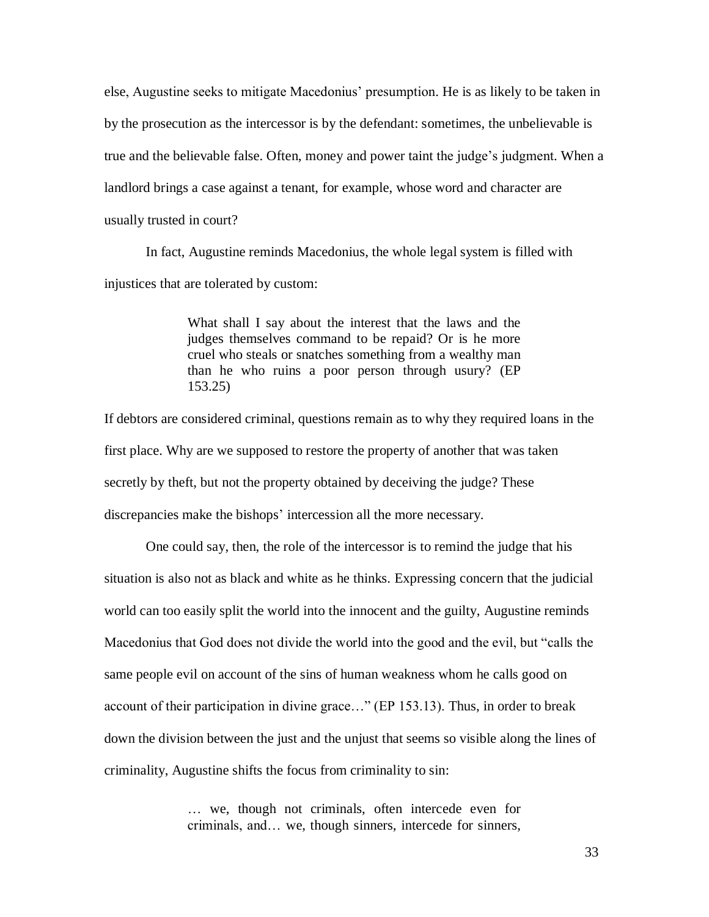else, Augustine seeks to mitigate Macedonius' presumption. He is as likely to be taken in by the prosecution as the intercessor is by the defendant: sometimes, the unbelievable is true and the believable false. Often, money and power taint the judge's judgment. When a landlord brings a case against a tenant, for example, whose word and character are usually trusted in court?

In fact, Augustine reminds Macedonius, the whole legal system is filled with injustices that are tolerated by custom:

> What shall I say about the interest that the laws and the judges themselves command to be repaid? Or is he more cruel who steals or snatches something from a wealthy man than he who ruins a poor person through usury? (EP 153.25)

If debtors are considered criminal, questions remain as to why they required loans in the first place. Why are we supposed to restore the property of another that was taken secretly by theft, but not the property obtained by deceiving the judge? These discrepancies make the bishops' intercession all the more necessary.

One could say, then, the role of the intercessor is to remind the judge that his situation is also not as black and white as he thinks. Expressing concern that the judicial world can too easily split the world into the innocent and the guilty, Augustine reminds Macedonius that God does not divide the world into the good and the evil, but "calls the same people evil on account of the sins of human weakness whom he calls good on account of their participation in divine grace…" (EP 153.13). Thus, in order to break down the division between the just and the unjust that seems so visible along the lines of criminality, Augustine shifts the focus from criminality to sin:

> … we, though not criminals, often intercede even for criminals, and… we, though sinners, intercede for sinners,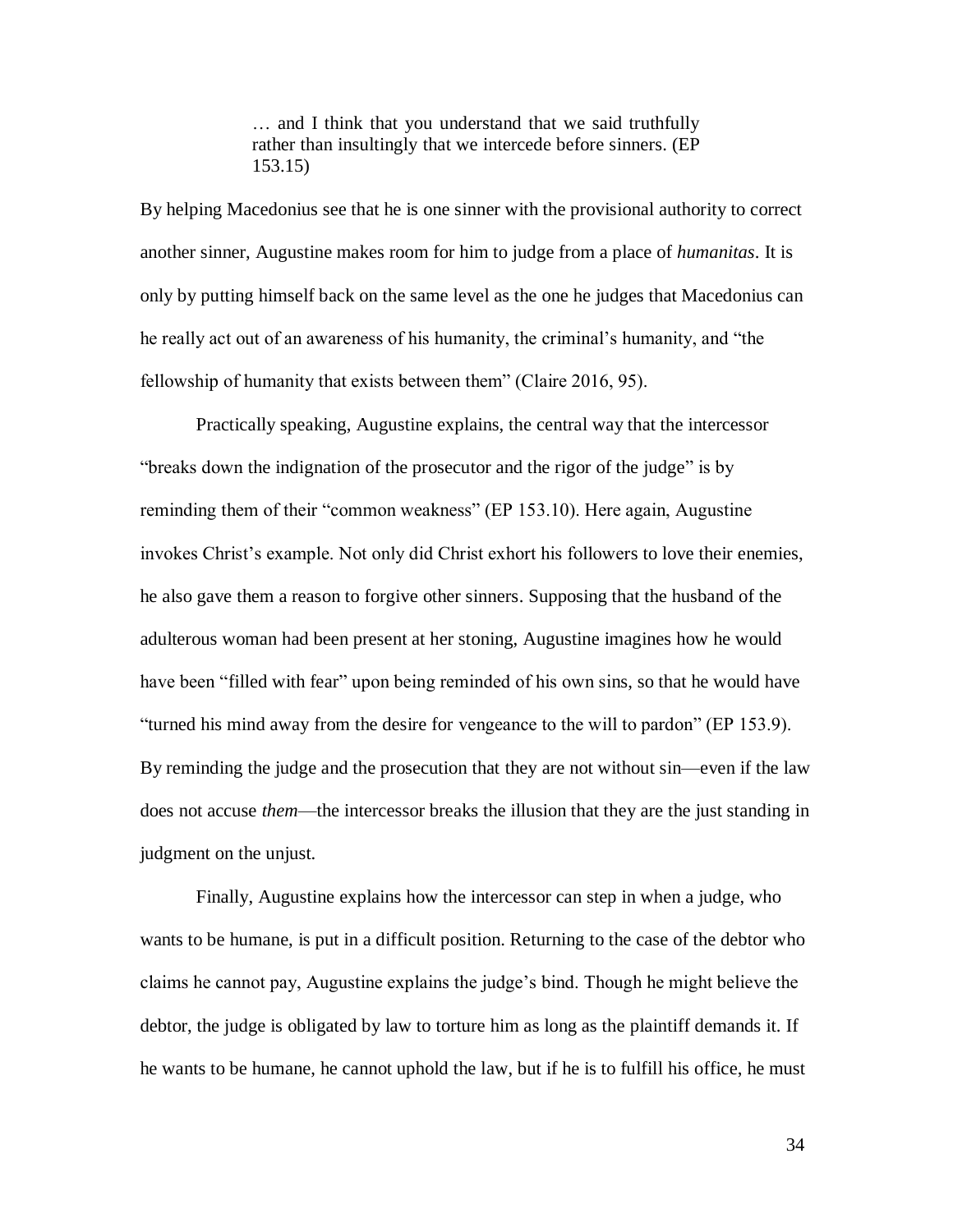> … and I think that you understand that we said truthfully rather than insultingly that we intercede before sinners. (EP 153.15)

By helping Macedonius see that he is one sinner with the provisional authority to correct another sinner, Augustine makes room for him to judge from a place of *humanitas*. It is only by putting himself back on the same level as the one he judges that Macedonius can he really act out of an awareness of his humanity, the criminal's humanity, and "the fellowship of humanity that exists between them" (Claire 2016, 95).

Practically speaking, Augustine explains, the central way that the intercessor "breaks down the indignation of the prosecutor and the rigor of the judge" is by reminding them of their "common weakness" (EP 153.10). Here again, Augustine invokes Christ's example. Not only did Christ exhort his followers to love their enemies, he also gave them a reason to forgive other sinners. Supposing that the husband of the adulterous woman had been present at her stoning, Augustine imagines how he would have been "filled with fear" upon being reminded of his own sins, so that he would have "turned his mind away from the desire for vengeance to the will to pardon" (EP 153.9). By reminding the judge and the prosecution that they are not without sin—even if the law does not accuse *them*—the intercessor breaks the illusion that they are the just standing in judgment on the unjust.

Finally, Augustine explains how the intercessor can step in when a judge, who wants to be humane, is put in a difficult position. Returning to the case of the debtor who claims he cannot pay, Augustine explains the judge's bind. Though he might believe the debtor, the judge is obligated by law to torture him as long as the plaintiff demands it. If he wants to be humane, he cannot uphold the law, but if he is to fulfill his office, he must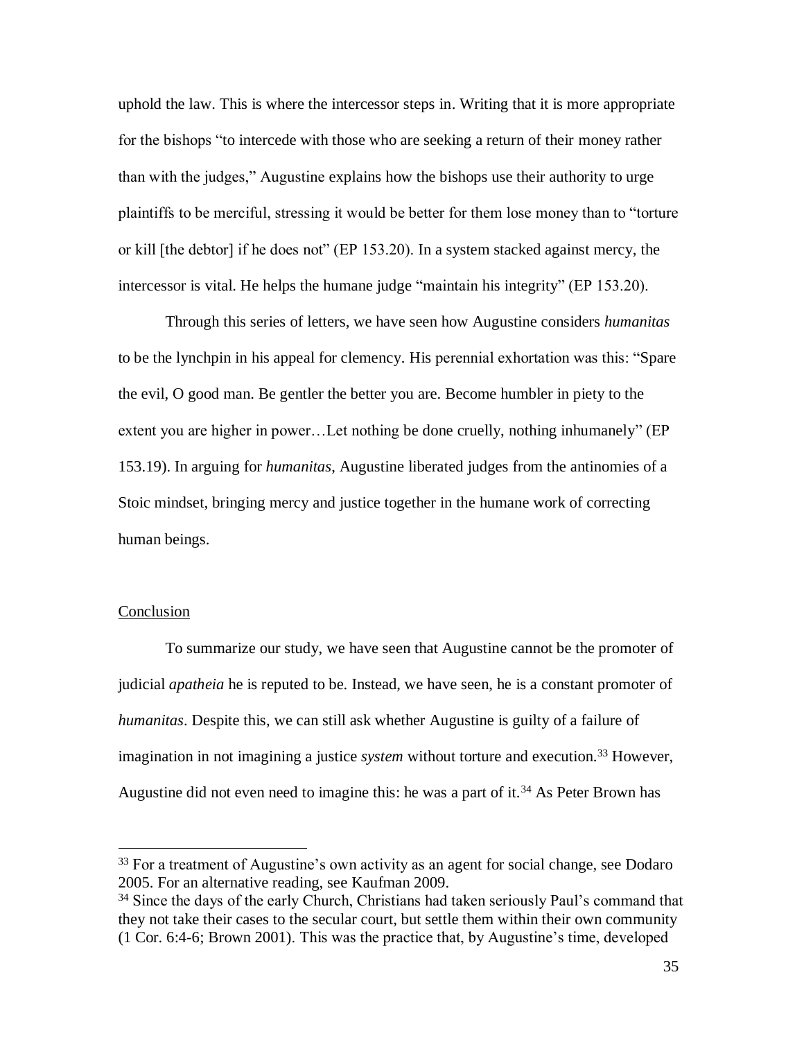uphold the law. This is where the intercessor steps in. Writing that it is more appropriate for the bishops "to intercede with those who are seeking a return of their money rather than with the judges," Augustine explains how the bishops use their authority to urge plaintiffs to be merciful, stressing it would be better for them lose money than to "torture or kill [the debtor] if he does not" (EP 153.20). In a system stacked against mercy, the intercessor is vital. He helps the humane judge "maintain his integrity" (EP 153.20).

Through this series of letters, we have seen how Augustine considers *humanitas* to be the lynchpin in his appeal for clemency. His perennial exhortation was this: "Spare the evil, O good man. Be gentler the better you are. Become humbler in piety to the extent you are higher in power…Let nothing be done cruelly, nothing inhumanely" (EP 153.19). In arguing for *humanitas*, Augustine liberated judges from the antinomies of a Stoic mindset, bringing mercy and justice together in the humane work of correcting human beings.

## Conclusion

To summarize our study, we have seen that Augustine cannot be the promoter of judicial *apatheia* he is reputed to be. Instead, we have seen, he is a constant promoter of *humanitas*. Despite this, we can still ask whether Augustine is guilty of a failure of imagination in not imagining a justice *system* without torture and execution.[33] However, Augustine did not even need to imagine this: he was a part of it.[34] As Peter Brown has

---

[33] For a treatment of Augustine's own activity as an agent for social change, see Dodaro 2005. For an alternative reading, see Kaufman 2009.

[34] Since the days of the early Church, Christians had taken seriously Paul's command that they not take their cases to the secular court, but settle them within their own community (1 Cor. 6:4-6; Brown 2001). This was the practice that, by Augustine's time, developed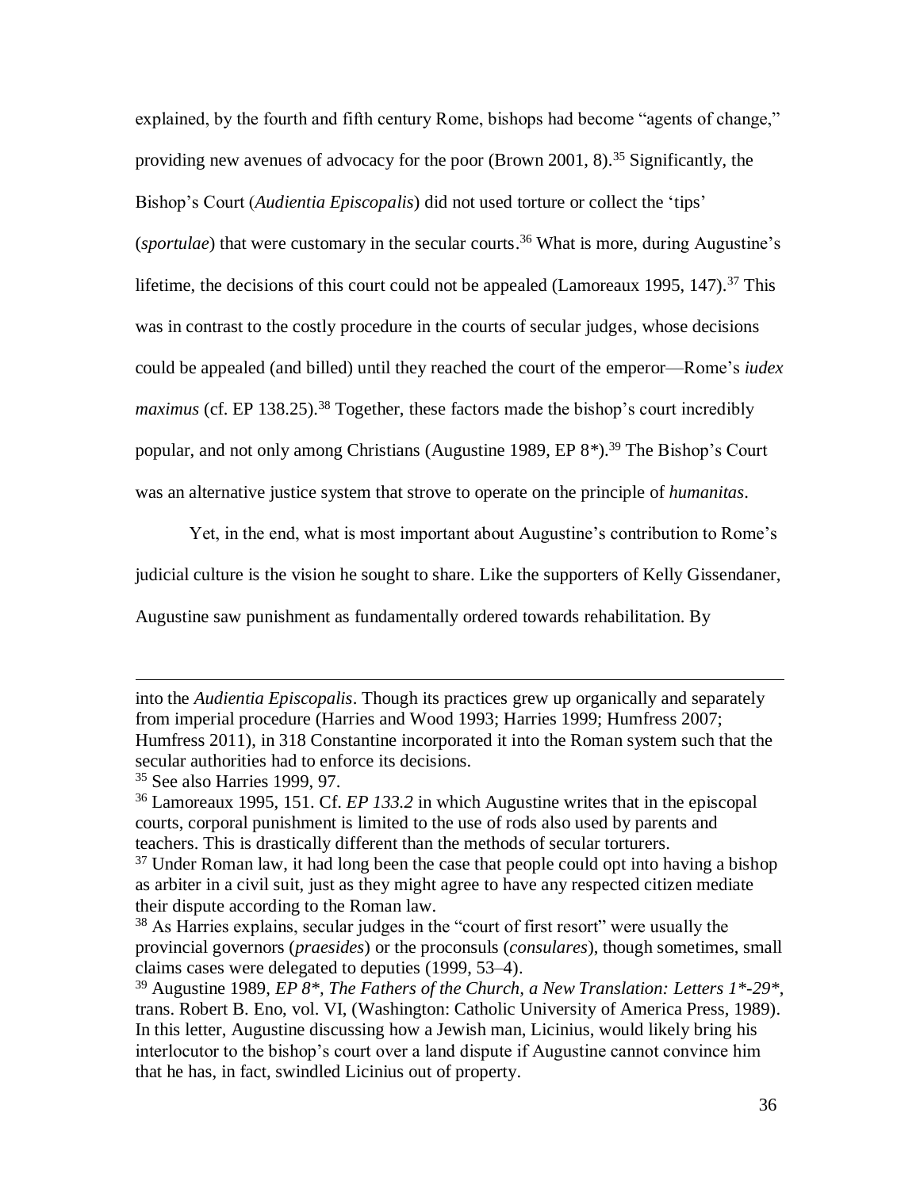explained, by the fourth and fifth century Rome, bishops had become "agents of change," providing new avenues of advocacy for the poor (Brown 2001, 8).[35] Significantly, the Bishop's Court (*Audientia Episcopalis*) did not used torture or collect the 'tips' (*sportulae*) that were customary in the secular courts.[36] What is more, during Augustine's lifetime, the decisions of this court could not be appealed (Lamoreaux 1995, 147).[37] This was in contrast to the costly procedure in the courts of secular judges, whose decisions could be appealed (and billed) until they reached the court of the emperor—Rome's *iudex maximus* (cf. EP 138.25).[38] Together, these factors made the bishop's court incredibly popular, and not only among Christians (Augustine 1989, EP 8*).[39] The Bishop's Court was an alternative justice system that strove to operate on the principle of *humanitas*.

Yet, in the end, what is most important about Augustine's contribution to Rome's judicial culture is the vision he sought to share. Like the supporters of Kelly Gissendaner, Augustine saw punishment as fundamentally ordered towards rehabilitation. By

---

into the *Audientia Episcopalis*. Though its practices grew up organically and separately from imperial procedure (Harries and Wood 1993; Harries 1999; Humfress 2007; Humfress 2011), in 318 Constantine incorporated it into the Roman system such that the secular authorities had to enforce its decisions.

[35] See also Harries 1999, 97.

[36] Lamoreaux 1995, 151. Cf. *EP 133.2* in which Augustine writes that in the episcopal courts, corporal punishment is limited to the use of rods also used by parents and teachers. This is drastically different than the methods of secular torturers.

[37] Under Roman law, it had long been the case that people could opt into having a bishop as arbiter in a civil suit, just as they might agree to have any respected citizen mediate their dispute according to the Roman law.

[38] As Harries explains, secular judges in the "court of first resort" were usually the provincial governors (*praesides*) or the proconsuls (*consulares*), though sometimes, small claims cases were delegated to deputies (1999, 53–4).

[39] Augustine 1989, *EP 8*, The Fathers of the Church, a New Translation: Letters 1*-29**, trans. Robert B. Eno, vol. VI, (Washington: Catholic University of America Press, 1989). In this letter, Augustine discussing how a Jewish man, Licinius, would likely bring his interlocutor to the bishop's court over a land dispute if Augustine cannot convince him that he has, in fact, swindled Licinius out of property.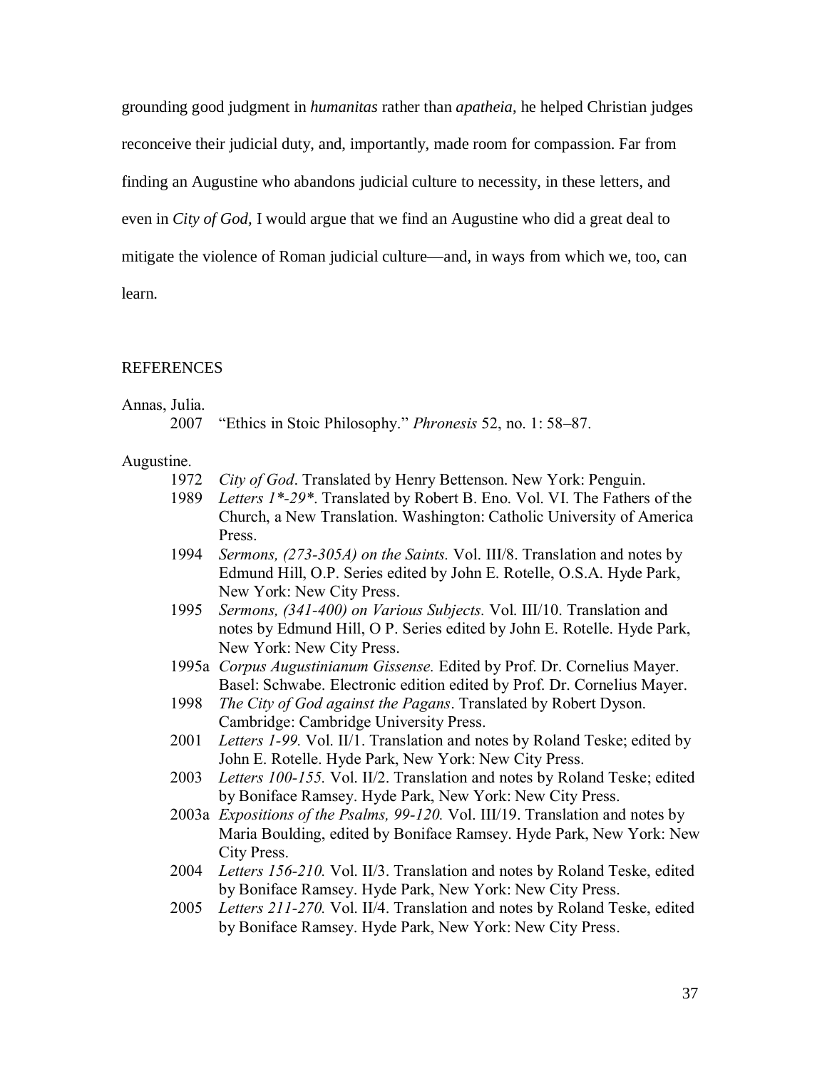grounding good judgment in *humanitas* rather than *apatheia*, he helped Christian judges reconceive their judicial duty, and, importantly, made room for compassion. Far from finding an Augustine who abandons judicial culture to necessity, in these letters, and even in *City of God,* I would argue that we find an Augustine who did a great deal to mitigate the violence of Roman judicial culture—and, in ways from which we, too, can learn.

## REFERENCES

Annas, Julia.

2007 "Ethics in Stoic Philosophy." *Phronesis* 52, no. 1: 58–87.

Augustine.

1972 *City of God*. Translated by Henry Bettenson. New York: Penguin.

1989 *Letters 1*-29**. Translated by Robert B. Eno. Vol. VI. The Fathers of the Church, a New Translation. Washington: Catholic University of America Press.

1994 *Sermons, (273-305A) on the Saints.* Vol. III/8. Translation and notes by Edmund Hill, O.P. Series edited by John E. Rotelle, O.S.A. Hyde Park, New York: New City Press.

1995 *Sermons, (341-400) on Various Subjects.* Vol. III/10. Translation and notes by Edmund Hill, O P. Series edited by John E. Rotelle. Hyde Park, New York: New City Press.

1995a *Corpus Augustinianum Gissense.* Edited by Prof. Dr. Cornelius Mayer. Basel: Schwabe. Electronic edition edited by Prof. Dr. Cornelius Mayer.

1998 *The City of God against the Pagans*. Translated by Robert Dyson. Cambridge: Cambridge University Press.

2001 *Letters 1-99.* Vol. II/1. Translation and notes by Roland Teske; edited by John E. Rotelle. Hyde Park, New York: New City Press.

2003 *Letters 100-155.* Vol. II/2. Translation and notes by Roland Teske; edited by Boniface Ramsey. Hyde Park, New York: New City Press.

2003a *Expositions of the Psalms, 99-120.* Vol. III/19. Translation and notes by Maria Boulding, edited by Boniface Ramsey. Hyde Park, New York: New City Press.

2004 *Letters 156-210.* Vol. II/3. Translation and notes by Roland Teske, edited by Boniface Ramsey. Hyde Park, New York: New City Press.

2005 *Letters 211-270.* Vol. II/4. Translation and notes by Roland Teske, edited by Boniface Ramsey. Hyde Park, New York: New City Press.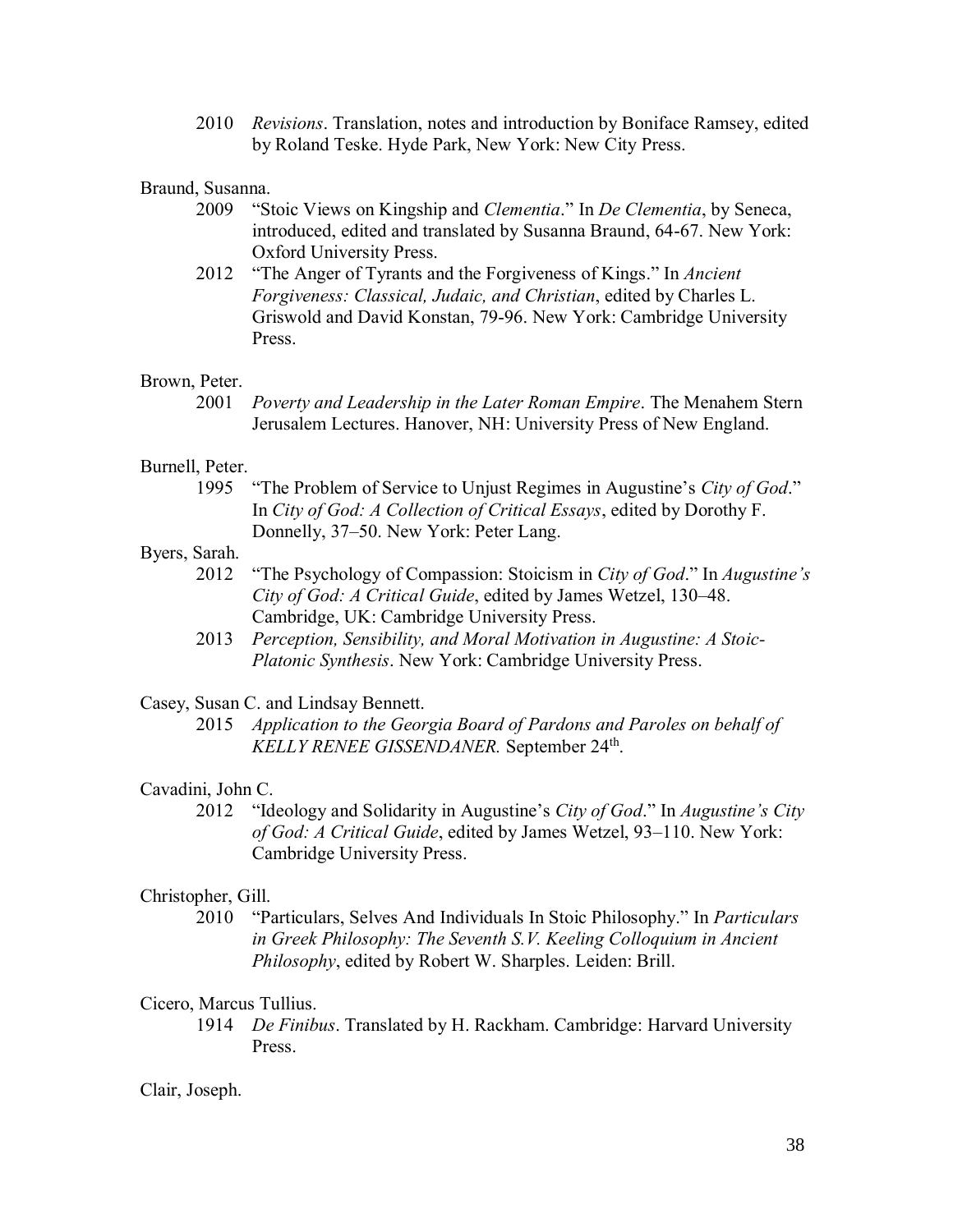2010 *Revisions*. Translation, notes and introduction by Boniface Ramsey, edited by Roland Teske. Hyde Park, New York: New City Press.

Braund, Susanna.

2009 "Stoic Views on Kingship and *Clementia*." In *De Clementia*, by Seneca, introduced, edited and translated by Susanna Braund, 64-67. New York: Oxford University Press.

2012 "The Anger of Tyrants and the Forgiveness of Kings." In *Ancient Forgiveness: Classical, Judaic, and Christian*, edited by Charles L. Griswold and David Konstan, 79-96. New York: Cambridge University Press.

Brown, Peter.

2001 *Poverty and Leadership in the Later Roman Empire*. The Menahem Stern Jerusalem Lectures. Hanover, NH: University Press of New England.

Burnell, Peter.

1995 "The Problem of Service to Unjust Regimes in Augustine's *City of God*." In *City of God: A Collection of Critical Essays*, edited by Dorothy F. Donnelly, 37–50. New York: Peter Lang.

Byers, Sarah.

2012 "The Psychology of Compassion: Stoicism in *City of God*." In *Augustine's City of God: A Critical Guide*, edited by James Wetzel, 130–48. Cambridge, UK: Cambridge University Press.

2013 *Perception, Sensibility, and Moral Motivation in Augustine: A Stoic-Platonic Synthesis*. New York: Cambridge University Press.

Casey, Susan C. and Lindsay Bennett.

2015 *Application to the Georgia Board of Pardons and Paroles on behalf of KELLY RENEE GISSENDANER.* September 24th.

Cavadini, John C.

2012 "Ideology and Solidarity in Augustine's *City of God*." In *Augustine's City of God: A Critical Guide*, edited by James Wetzel, 93–110. New York: Cambridge University Press.

Christopher, Gill.

2010 "Particulars, Selves And Individuals In Stoic Philosophy." In *Particulars in Greek Philosophy: The Seventh S.V. Keeling Colloquium in Ancient Philosophy*, edited by Robert W. Sharples. Leiden: Brill.

Cicero, Marcus Tullius.

1914 *De Finibus*. Translated by H. Rackham. Cambridge: Harvard University Press.

Clair, Joseph.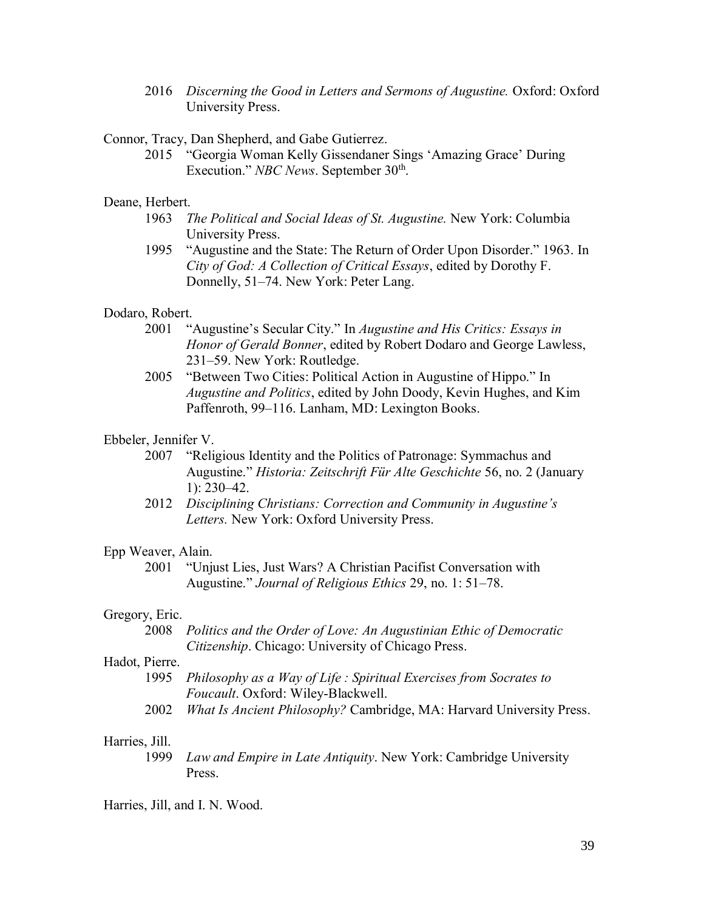2016 *Discerning the Good in Letters and Sermons of Augustine.* Oxford: Oxford University Press.

Connor, Tracy, Dan Shepherd, and Gabe Gutierrez.

2015 "Georgia Woman Kelly Gissendaner Sings 'Amazing Grace' During Execution." *NBC News*. September 30th.

Deane, Herbert.

1963 *The Political and Social Ideas of St. Augustine.* New York: Columbia University Press.

1995 "Augustine and the State: The Return of Order Upon Disorder." 1963. In *City of God: A Collection of Critical Essays*, edited by Dorothy F. Donnelly, 51–74. New York: Peter Lang.

Dodaro, Robert.

2001 "Augustine's Secular City." In *Augustine and His Critics: Essays in Honor of Gerald Bonner*, edited by Robert Dodaro and George Lawless, 231–59. New York: Routledge.

2005 "Between Two Cities: Political Action in Augustine of Hippo." In *Augustine and Politics*, edited by John Doody, Kevin Hughes, and Kim Paffenroth, 99–116. Lanham, MD: Lexington Books.

Ebbeler, Jennifer V.

2007 "Religious Identity and the Politics of Patronage: Symmachus and Augustine." *Historia: Zeitschrift Für Alte Geschichte* 56, no. 2 (January 1): 230–42.

2012 *Disciplining Christians: Correction and Community in Augustine's Letters.* New York: Oxford University Press.

Epp Weaver, Alain.

2001 "Unjust Lies, Just Wars? A Christian Pacifist Conversation with Augustine." *Journal of Religious Ethics* 29, no. 1: 51–78.

Gregory, Eric.

2008 *Politics and the Order of Love: An Augustinian Ethic of Democratic Citizenship*. Chicago: University of Chicago Press.

Hadot, Pierre.

1995 *Philosophy as a Way of Life : Spiritual Exercises from Socrates to Foucault*. Oxford: Wiley-Blackwell.

2002 *What Is Ancient Philosophy?* Cambridge, MA: Harvard University Press.

Harries, Jill.

1999 *Law and Empire in Late Antiquity*. New York: Cambridge University Press.

Harries, Jill, and I. N. Wood.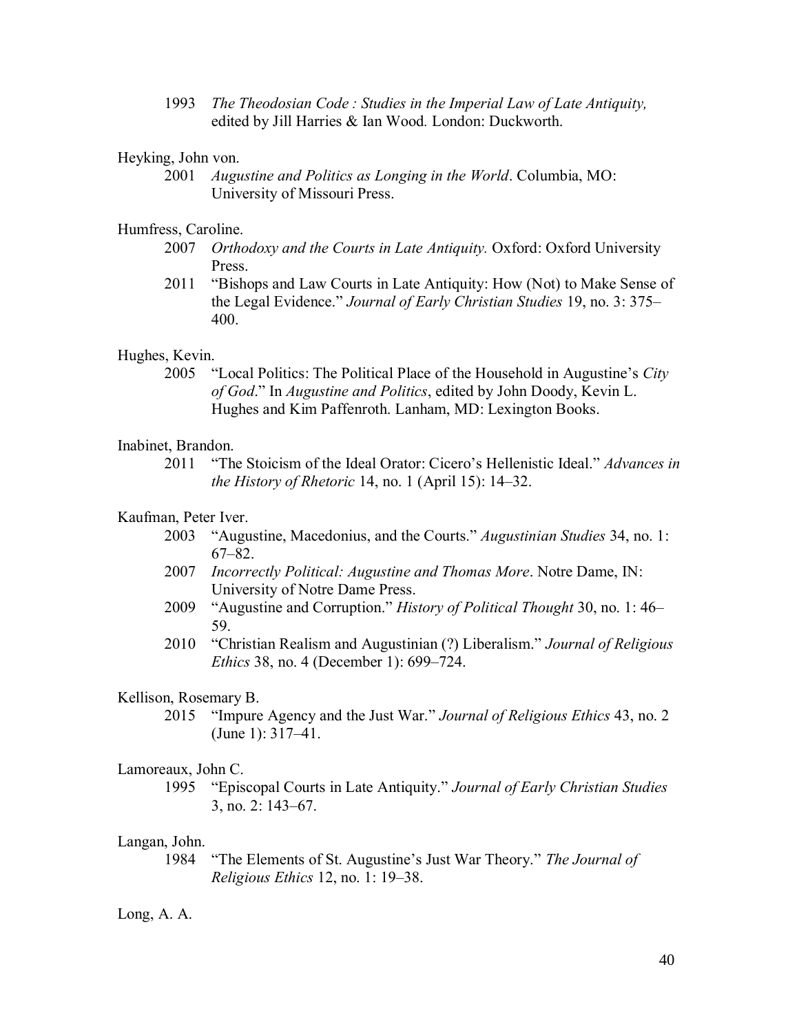1993 *The Theodosian Code : Studies in the Imperial Law of Late Antiquity,* edited by Jill Harries & Ian Wood. London: Duckworth.

Heyking, John von.

2001 *Augustine and Politics as Longing in the World*. Columbia, MO: University of Missouri Press.

Humfress, Caroline.

2007 *Orthodoxy and the Courts in Late Antiquity.* Oxford: Oxford University Press.

2011 "Bishops and Law Courts in Late Antiquity: How (Not) to Make Sense of the Legal Evidence." *Journal of Early Christian Studies* 19, no. 3: 375–400.

Hughes, Kevin.

2005 "Local Politics: The Political Place of the Household in Augustine's *City of God*." In *Augustine and Politics*, edited by John Doody, Kevin L. Hughes and Kim Paffenroth. Lanham, MD: Lexington Books.

Inabinet, Brandon.

2011 "The Stoicism of the Ideal Orator: Cicero's Hellenistic Ideal." *Advances in the History of Rhetoric* 14, no. 1 (April 15): 14–32.

Kaufman, Peter Iver.

2003 "Augustine, Macedonius, and the Courts." *Augustinian Studies* 34, no. 1: 67–82.

2007 *Incorrectly Political: Augustine and Thomas More*. Notre Dame, IN: University of Notre Dame Press.

2009 "Augustine and Corruption." *History of Political Thought* 30, no. 1: 46–59.

2010 "Christian Realism and Augustinian (?) Liberalism." *Journal of Religious Ethics* 38, no. 4 (December 1): 699–724.

Kellison, Rosemary B.

2015 "Impure Agency and the Just War." *Journal of Religious Ethics* 43, no. 2 (June 1): 317–41.

Lamoreaux, John C.

1995 "Episcopal Courts in Late Antiquity." *Journal of Early Christian Studies* 3, no. 2: 143–67.

Langan, John.

1984 "The Elements of St. Augustine's Just War Theory." *The Journal of Religious Ethics* 12, no. 1: 19–38.

Long, A. A.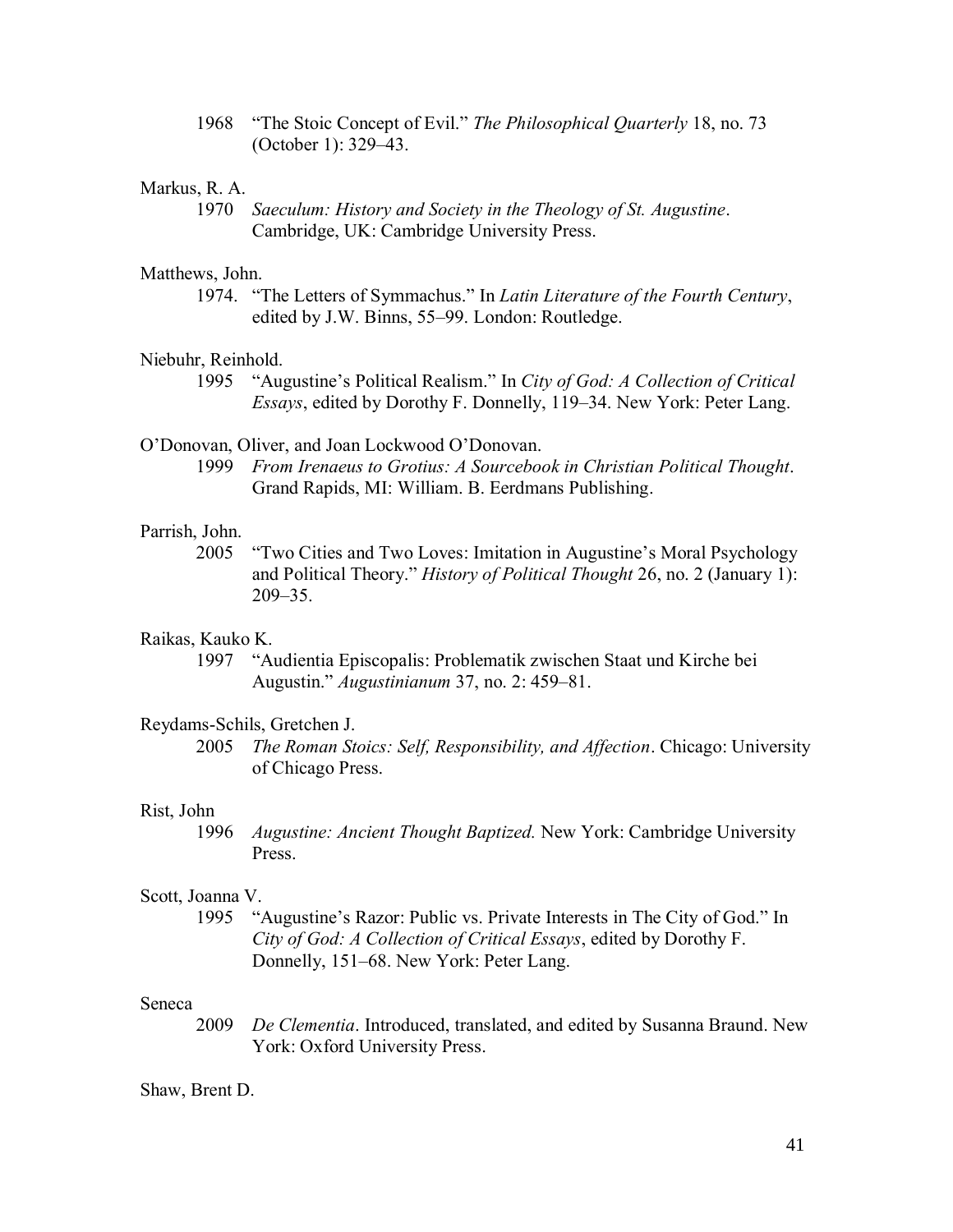1968 "The Stoic Concept of Evil." *The Philosophical Quarterly* 18, no. 73 (October 1): 329–43.

Markus, R. A.

1970 *Saeculum: History and Society in the Theology of St. Augustine*. Cambridge, UK: Cambridge University Press.

Matthews, John.

1974. "The Letters of Symmachus." In *Latin Literature of the Fourth Century*, edited by J.W. Binns, 55–99. London: Routledge.

Niebuhr, Reinhold.

1995 "Augustine's Political Realism." In *City of God: A Collection of Critical Essays*, edited by Dorothy F. Donnelly, 119–34. New York: Peter Lang.

O'Donovan, Oliver, and Joan Lockwood O'Donovan.

1999 *From Irenaeus to Grotius: A Sourcebook in Christian Political Thought*. Grand Rapids, MI: William. B. Eerdmans Publishing.

Parrish, John.

2005 "Two Cities and Two Loves: Imitation in Augustine's Moral Psychology and Political Theory." *History of Political Thought* 26, no. 2 (January 1): 209–35.

Raikas, Kauko K.

1997 "Audientia Episcopalis: Problematik zwischen Staat und Kirche bei Augustin." *Augustinianum* 37, no. 2: 459–81.

Reydams-Schils, Gretchen J.

2005 *The Roman Stoics: Self, Responsibility, and Affection*. Chicago: University of Chicago Press.

Rist, John

1996 *Augustine: Ancient Thought Baptized.* New York: Cambridge University Press.

Scott, Joanna V.

1995 "Augustine's Razor: Public vs. Private Interests in The City of God." In *City of God: A Collection of Critical Essays*, edited by Dorothy F. Donnelly, 151–68. New York: Peter Lang.

Seneca

2009 *De Clementia*. Introduced, translated, and edited by Susanna Braund. New York: Oxford University Press.

Shaw, Brent D.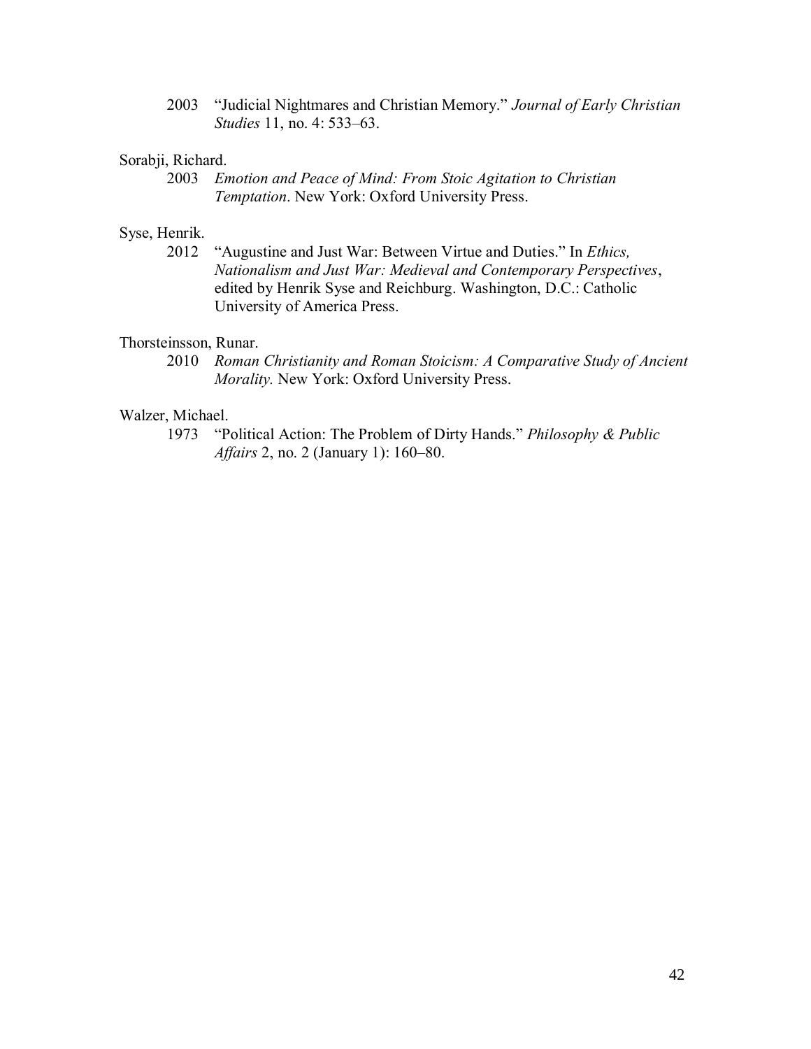2003 "Judicial Nightmares and Christian Memory." *Journal of Early Christian Studies* 11, no. 4: 533–63.

Sorabji, Richard.

2003 *Emotion and Peace of Mind: From Stoic Agitation to Christian Temptation*. New York: Oxford University Press.

Syse, Henrik.

2012 "Augustine and Just War: Between Virtue and Duties." In *Ethics, Nationalism and Just War: Medieval and Contemporary Perspectives*, edited by Henrik Syse and Reichburg. Washington, D.C.: Catholic University of America Press.

Thorsteinsson, Runar.

2010 *Roman Christianity and Roman Stoicism: A Comparative Study of Ancient Morality.* New York: Oxford University Press.

Walzer, Michael.

1973 "Political Action: The Problem of Dirty Hands." *Philosophy & Public Affairs* 2, no. 2 (January 1): 160–80.